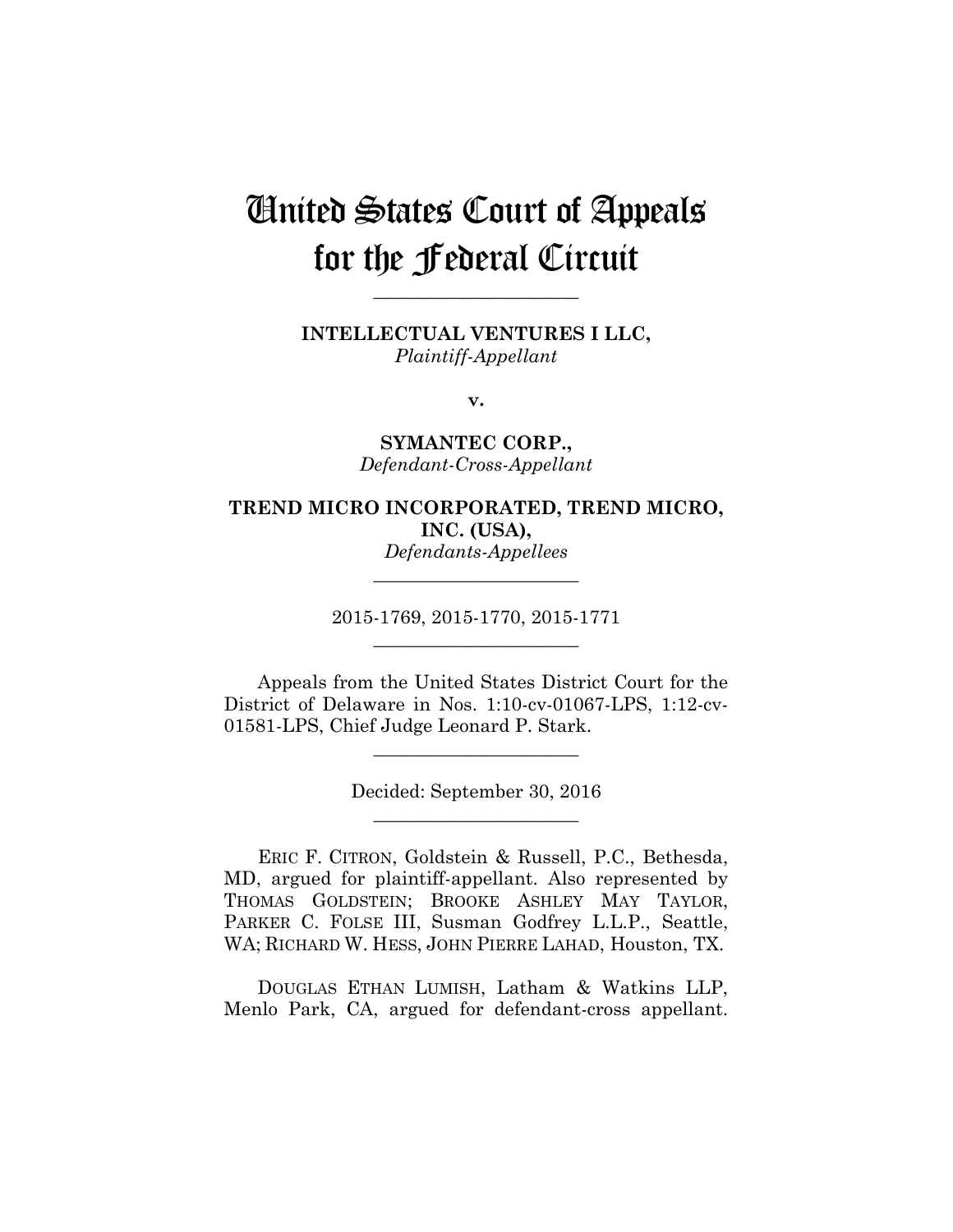# United States Court of Appeals for the Federal Circuit

---

**INTELLECTUAL VENTURES I LLC,**
*Plaintiff-Appellant*

**v.**

**SYMANTEC CORP.,**
*Defendant-Cross-Appellant*

**TREND MICRO INCORPORATED, TREND MICRO, INC. (USA),**
*Defendants-Appellees*

---

2015-1769, 2015-1770, 2015-1771

---

Appeals from the United States District Court for the District of Delaware in Nos. 1:10-cv-01067-LPS, 1:12-cv-01581-LPS, Chief Judge Leonard P. Stark.

---

Decided: September 30, 2016

---

ERIC F. CITRON, Goldstein & Russell, P.C., Bethesda, MD, argued for plaintiff-appellant. Also represented by THOMAS GOLDSTEIN; BROOKE ASHLEY MAY TAYLOR, PARKER C. FOLSE III, Susman Godfrey L.L.P., Seattle, WA; RICHARD W. HESS, JOHN PIERRE LAHAD, Houston, TX.

DOUGLAS ETHAN LUMISH, Latham & Watkins LLP, Menlo Park, CA, argued for defendant-cross appellant.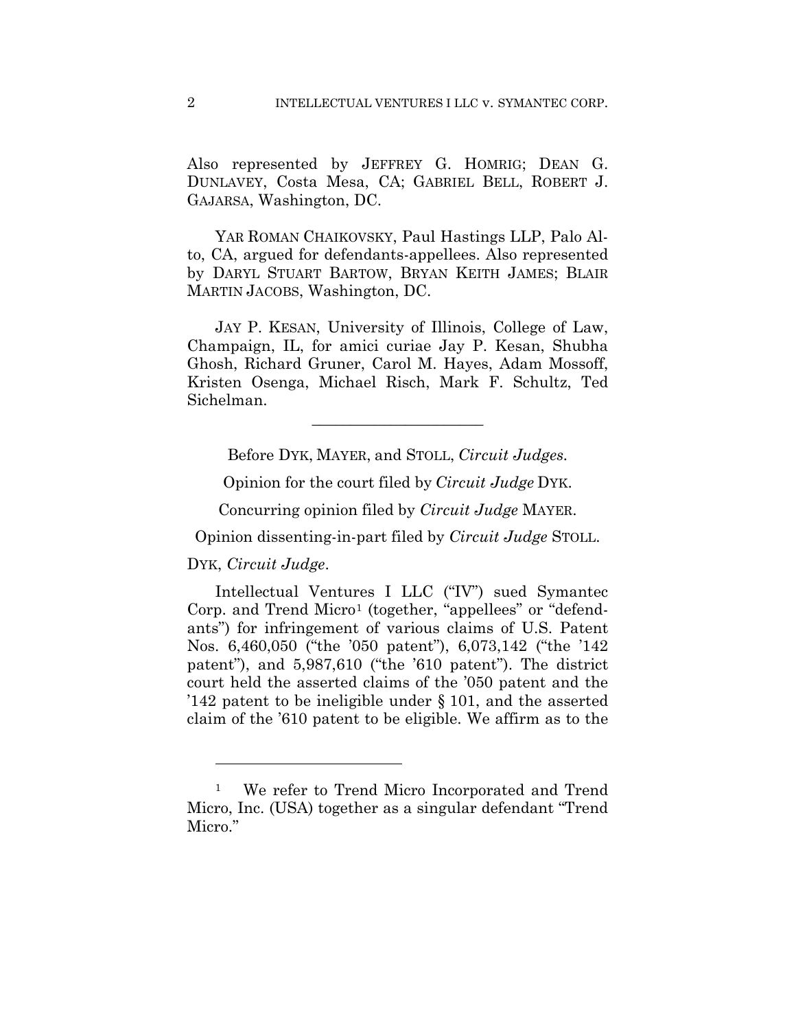Also represented by JEFFREY G. HOMRIG; DEAN G. DUNLAVEY, Costa Mesa, CA; GABRIEL BELL, ROBERT J. GAJARSA, Washington, DC.

YAR ROMAN CHAIKOVSKY, Paul Hastings LLP, Palo Alto, CA, argued for defendants-appellees. Also represented by DARYL STUART BARTOW, BRYAN KEITH JAMES; BLAIR MARTIN JACOBS, Washington, DC.

JAY P. KESAN, University of Illinois, College of Law, Champaign, IL, for amici curiae Jay P. Kesan, Shubha Ghosh, Richard Gruner, Carol M. Hayes, Adam Mossoff, Kristen Osenga, Michael Risch, Mark F. Schultz, Ted Sichelman.

---

Before DYK, MAYER, and STOLL, *Circuit Judges*.

Opinion for the court filed by *Circuit Judge* DYK.

Concurring opinion filed by *Circuit Judge* MAYER.

Opinion dissenting-in-part filed by *Circuit Judge* STOLL.

DYK, *Circuit Judge*.

Intellectual Ventures I LLC ("IV") sued Symantec Corp. and Trend Micro[1] (together, "appellees" or "defendants") for infringement of various claims of U.S. Patent Nos. 6,460,050 ("the '050 patent"), 6,073,142 ("the '142 patent"), and 5,987,610 ("the '610 patent"). The district court held the asserted claims of the '050 patent and the '142 patent to be ineligible under § 101, and the asserted claim of the '610 patent to be eligible. We affirm as to the

---

[1] We refer to Trend Micro Incorporated and Trend Micro, Inc. (USA) together as a singular defendant "Trend Micro."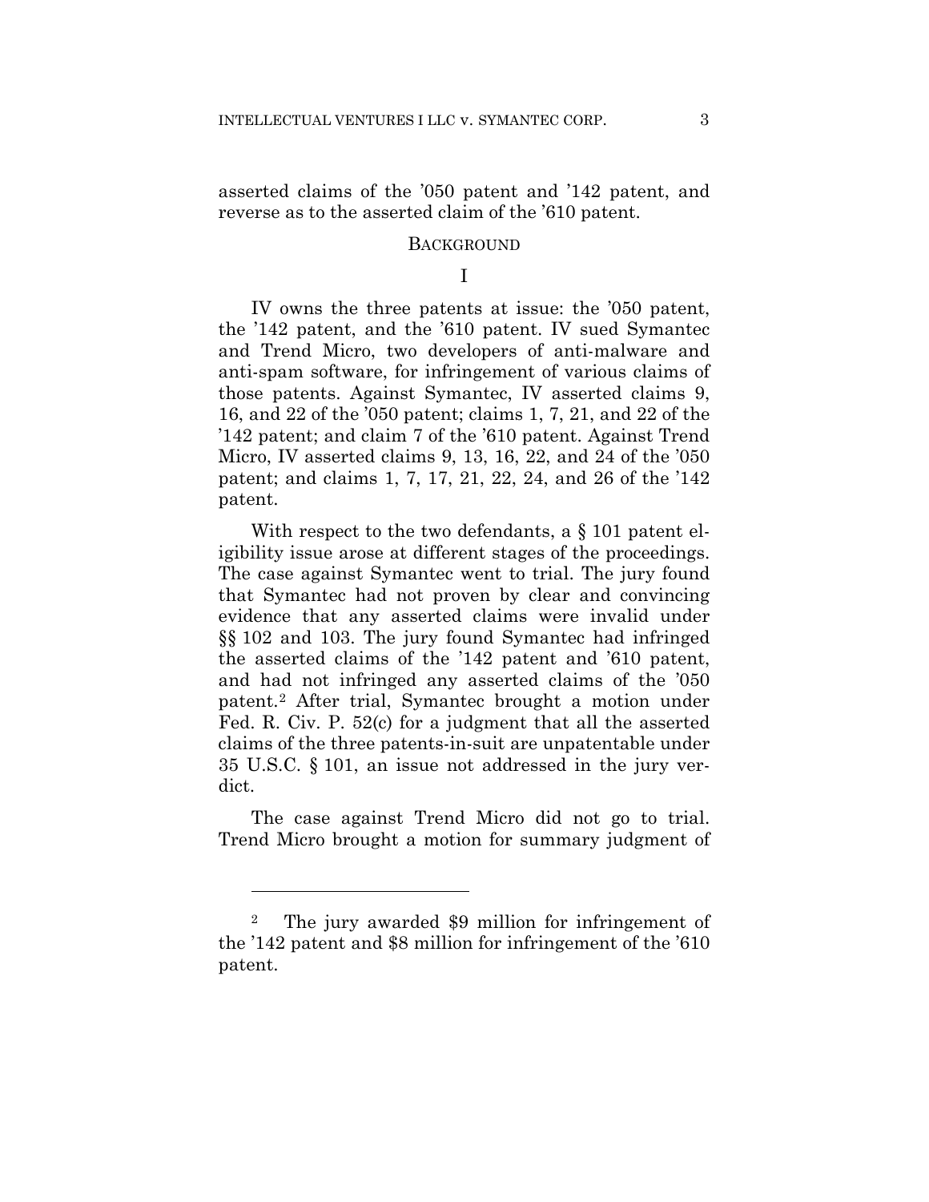asserted claims of the '050 patent and '142 patent, and reverse as to the asserted claim of the '610 patent.

## BACKGROUND

### I

IV owns the three patents at issue: the '050 patent, the '142 patent, and the '610 patent. IV sued Symantec and Trend Micro, two developers of anti-malware and anti-spam software, for infringement of various claims of those patents. Against Symantec, IV asserted claims 9, 16, and 22 of the '050 patent; claims 1, 7, 21, and 22 of the '142 patent; and claim 7 of the '610 patent. Against Trend Micro, IV asserted claims 9, 13, 16, 22, and 24 of the '050 patent; and claims 1, 7, 17, 21, 22, 24, and 26 of the '142 patent.

With respect to the two defendants, a § 101 patent eligibility issue arose at different stages of the proceedings. The case against Symantec went to trial. The jury found that Symantec had not proven by clear and convincing evidence that any asserted claims were invalid under §§ 102 and 103. The jury found Symantec had infringed the asserted claims of the '142 patent and '610 patent, and had not infringed any asserted claims of the '050 patent.[2] After trial, Symantec brought a motion under Fed. R. Civ. P. 52(c) for a judgment that all the asserted claims of the three patents-in-suit are unpatentable under 35 U.S.C. § 101, an issue not addressed in the jury verdict.

The case against Trend Micro did not go to trial. Trend Micro brought a motion for summary judgment of

---

[2] The jury awarded $9 million for infringement of the '142 patent and $8 million for infringement of the '610 patent.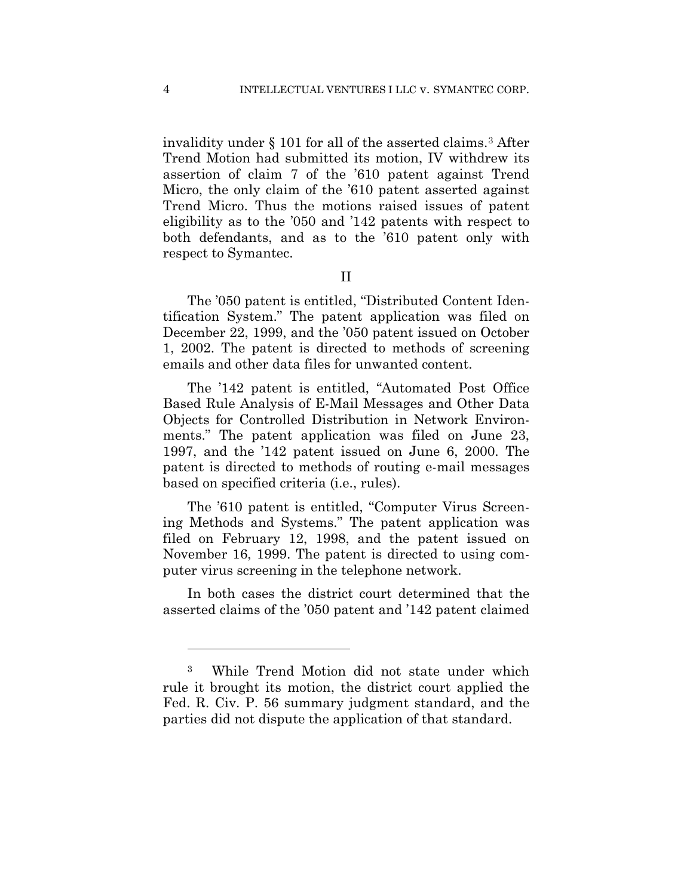invalidity under § 101 for all of the asserted claims.[3] After Trend Motion had submitted its motion, IV withdrew its assertion of claim 7 of the '610 patent against Trend Micro, the only claim of the '610 patent asserted against Trend Micro. Thus the motions raised issues of patent eligibility as to the '050 and '142 patents with respect to both defendants, and as to the '610 patent only with respect to Symantec.

## II

The '050 patent is entitled, "Distributed Content Identification System." The patent application was filed on December 22, 1999, and the '050 patent issued on October 1, 2002. The patent is directed to methods of screening emails and other data files for unwanted content.

The '142 patent is entitled, "Automated Post Office Based Rule Analysis of E-Mail Messages and Other Data Objects for Controlled Distribution in Network Environments." The patent application was filed on June 23, 1997, and the '142 patent issued on June 6, 2000. The patent is directed to methods of routing e-mail messages based on specified criteria (i.e., rules).

The '610 patent is entitled, "Computer Virus Screening Methods and Systems." The patent application was filed on February 12, 1998, and the patent issued on November 16, 1999. The patent is directed to using computer virus screening in the telephone network.

In both cases the district court determined that the asserted claims of the '050 patent and '142 patent claimed

---

[3] While Trend Motion did not state under which rule it brought its motion, the district court applied the Fed. R. Civ. P. 56 summary judgment standard, and the parties did not dispute the application of that standard.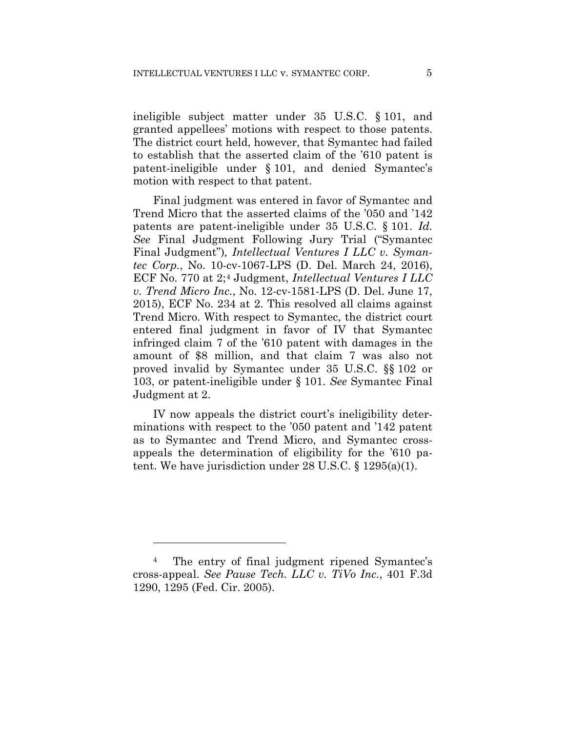ineligible subject matter under 35 U.S.C. § 101, and granted appellees' motions with respect to those patents. The district court held, however, that Symantec had failed to establish that the asserted claim of the '610 patent is patent-ineligible under § 101, and denied Symantec's motion with respect to that patent.

Final judgment was entered in favor of Symantec and Trend Micro that the asserted claims of the '050 and '142 patents are patent-ineligible under 35 U.S.C. § 101. *Id. See* Final Judgment Following Jury Trial ("Symantec Final Judgment"), *Intellectual Ventures I LLC v. Symantec Corp.*, No. 10-cv-1067-LPS (D. Del. March 24, 2016), ECF No. 770 at 2;[4] Judgment, *Intellectual Ventures I LLC v. Trend Micro Inc.*, No. 12-cv-1581-LPS (D. Del. June 17, 2015), ECF No. 234 at 2. This resolved all claims against Trend Micro. With respect to Symantec, the district court entered final judgment in favor of IV that Symantec infringed claim 7 of the '610 patent with damages in the amount of $8 million, and that claim 7 was also not proved invalid by Symantec under 35 U.S.C. §§ 102 or 103, or patent-ineligible under § 101. *See* Symantec Final Judgment at 2.

IV now appeals the district court's ineligibility determinations with respect to the '050 patent and '142 patent as to Symantec and Trend Micro, and Symantec cross-appeals the determination of eligibility for the '610 patent. We have jurisdiction under 28 U.S.C. § 1295(a)(1).

---

[4] The entry of final judgment ripened Symantec's cross-appeal. *See Pause Tech. LLC v. TiVo Inc.*, 401 F.3d 1290, 1295 (Fed. Cir. 2005).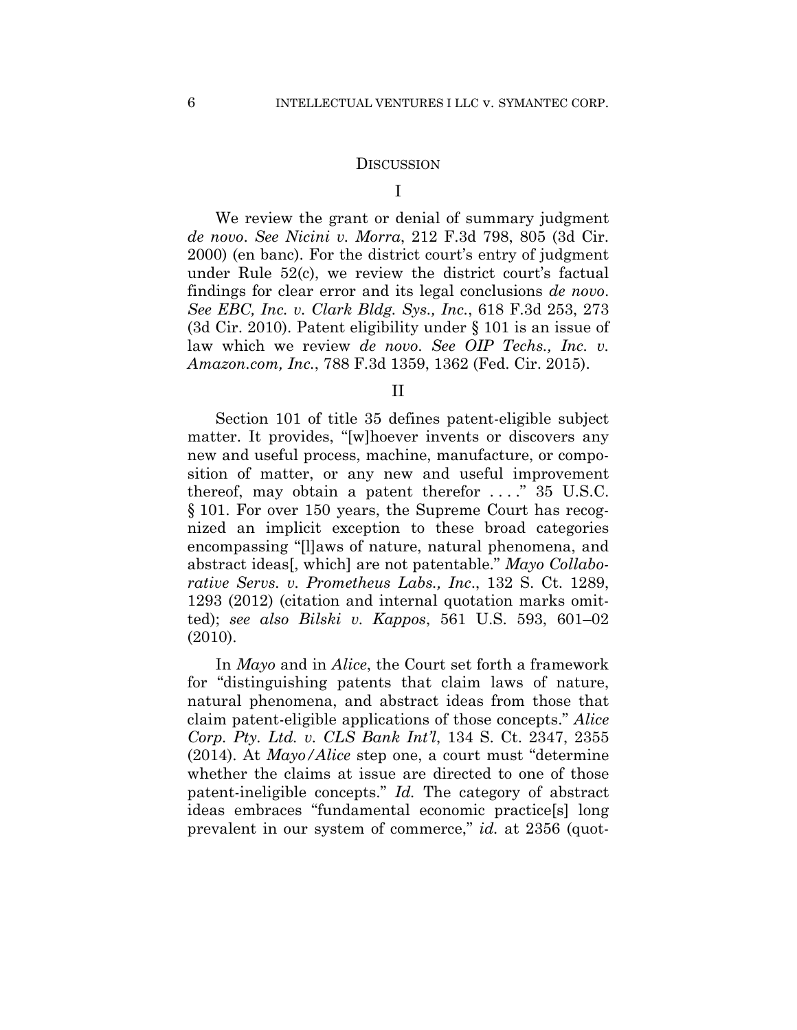## DISCUSSION

### I

We review the grant or denial of summary judgment *de novo*. *See Nicini v. Morra*, 212 F.3d 798, 805 (3d Cir. 2000) (en banc). For the district court's entry of judgment under Rule 52(c), we review the district court's factual findings for clear error and its legal conclusions *de novo*. *See EBC, Inc. v. Clark Bldg. Sys., Inc.*, 618 F.3d 253, 273 (3d Cir. 2010). Patent eligibility under § 101 is an issue of law which we review *de novo*. *See OIP Techs., Inc. v. Amazon.com, Inc.*, 788 F.3d 1359, 1362 (Fed. Cir. 2015).

### II

Section 101 of title 35 defines patent-eligible subject matter. It provides, "[w]hoever invents or discovers any new and useful process, machine, manufacture, or composition of matter, or any new and useful improvement thereof, may obtain a patent therefor . . . ." 35 U.S.C. § 101. For over 150 years, the Supreme Court has recognized an implicit exception to these broad categories encompassing "[l]aws of nature, natural phenomena, and abstract ideas[, which] are not patentable." *Mayo Collaborative Servs. v. Prometheus Labs., Inc*., 132 S. Ct. 1289, 1293 (2012) (citation and internal quotation marks omitted); *see also Bilski v. Kappos*, 561 U.S. 593, 601–02 (2010).

In *Mayo* and in *Alice*, the Court set forth a framework for "distinguishing patents that claim laws of nature, natural phenomena, and abstract ideas from those that claim patent-eligible applications of those concepts." *Alice Corp. Pty. Ltd. v. CLS Bank Int'l*, 134 S. Ct. 2347, 2355 (2014). At *Mayo/Alice* step one, a court must "determine whether the claims at issue are directed to one of those patent-ineligible concepts." *Id.* The category of abstract ideas embraces "fundamental economic practice[s] long prevalent in our system of commerce," *id.* at 2356 (quot-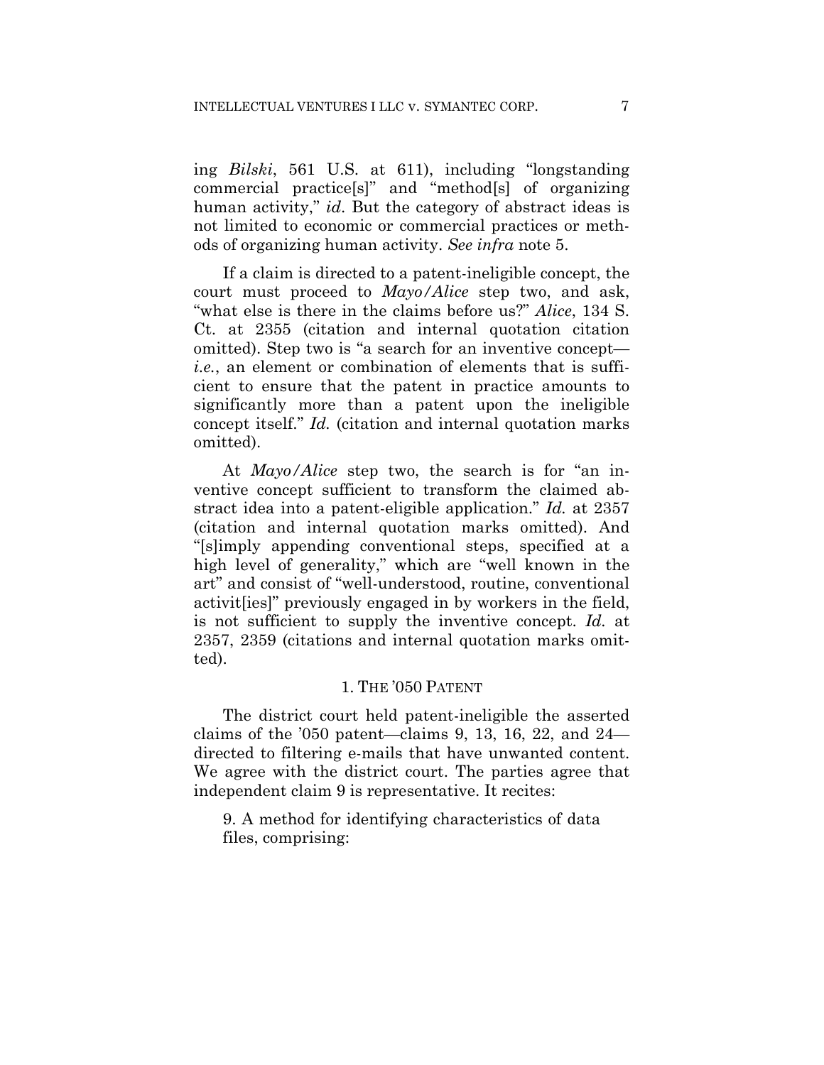ing *Bilski*, 561 U.S. at 611), including "longstanding commercial practice[s]" and "method[s] of organizing human activity," *id*. But the category of abstract ideas is not limited to economic or commercial practices or methods of organizing human activity. *See infra* note 5.

If a claim is directed to a patent-ineligible concept, the court must proceed to *Mayo/Alice* step two, and ask, "what else is there in the claims before us?" *Alice*, 134 S. Ct. at 2355 (citation and internal quotation citation omitted). Step two is "a search for an inventive concept—*i.e.*, an element or combination of elements that is sufficient to ensure that the patent in practice amounts to significantly more than a patent upon the ineligible concept itself." *Id.* (citation and internal quotation marks omitted).

At *Mayo/Alice* step two, the search is for "an inventive concept sufficient to transform the claimed abstract idea into a patent-eligible application." *Id.* at 2357 (citation and internal quotation marks omitted). And "[s]imply appending conventional steps, specified at a high level of generality," which are "well known in the art" and consist of "well-understood, routine, conventional activit[ies]" previously engaged in by workers in the field, is not sufficient to supply the inventive concept. *Id.* at 2357, 2359 (citations and internal quotation marks omitted).

### 1. The '050 Patent

The district court held patent-ineligible the asserted claims of the '050 patent—claims 9, 13, 16, 22, and 24—directed to filtering e-mails that have unwanted content. We agree with the district court. The parties agree that independent claim 9 is representative. It recites:

> 9. A method for identifying characteristics of data files, comprising: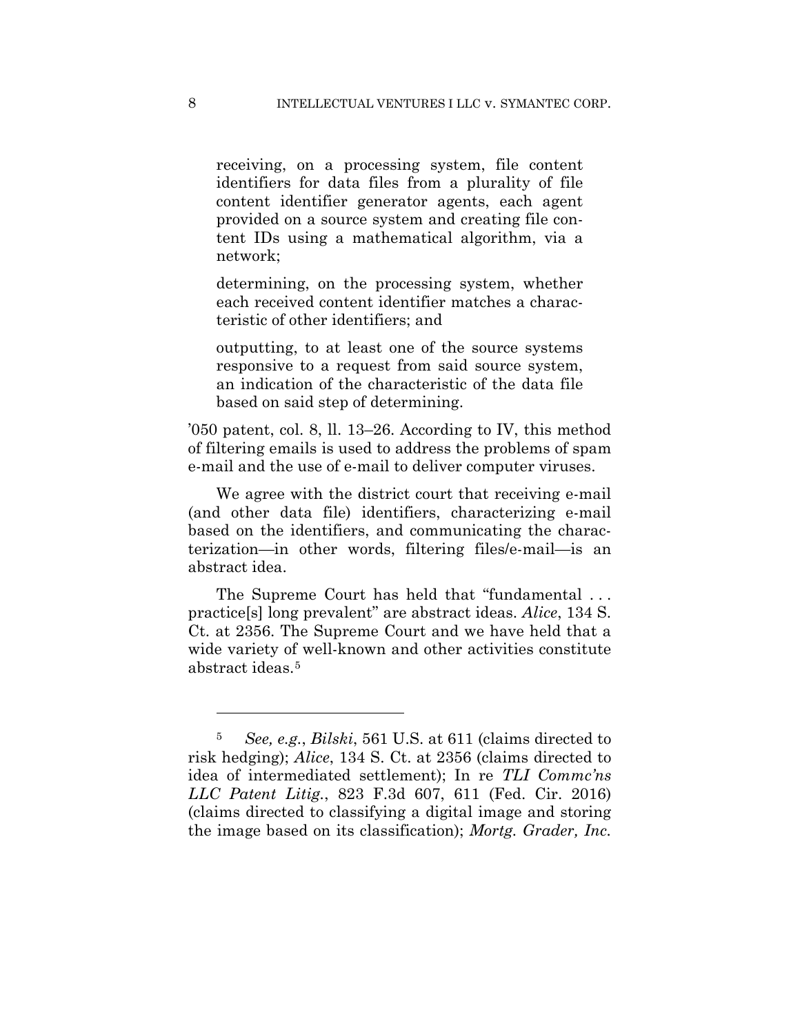> receiving, on a processing system, file content identifiers for data files from a plurality of file content identifier generator agents, each agent provided on a source system and creating file content IDs using a mathematical algorithm, via a network;
>
> determining, on the processing system, whether each received content identifier matches a characteristic of other identifiers; and
>
> outputting, to at least one of the source systems responsive to a request from said source system, an indication of the characteristic of the data file based on said step of determining.

'050 patent, col. 8, ll. 13–26. According to IV, this method of filtering emails is used to address the problems of spam e-mail and the use of e-mail to deliver computer viruses.

We agree with the district court that receiving e-mail (and other data file) identifiers, characterizing e-mail based on the identifiers, and communicating the characterization—in other words, filtering files/e-mail—is an abstract idea.

The Supreme Court has held that "fundamental . . . practice[s] long prevalent" are abstract ideas. *Alice*, 134 S. Ct. at 2356. The Supreme Court and we have held that a wide variety of well-known and other activities constitute abstract ideas.[5]

---

[5] *See, e.g.*, *Bilski*, 561 U.S. at 611 (claims directed to risk hedging); *Alice*, 134 S. Ct. at 2356 (claims directed to idea of intermediated settlement); In re *TLI Commc'ns LLC Patent Litig.*, 823 F.3d 607, 611 (Fed. Cir. 2016) (claims directed to classifying a digital image and storing the image based on its classification); *Mortg. Grader, Inc.*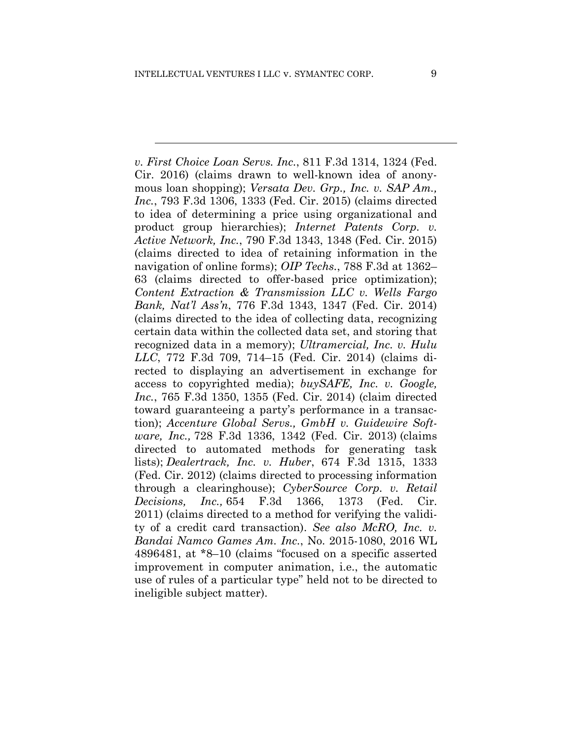*v. First Choice Loan Servs. Inc.*, 811 F.3d 1314, 1324 (Fed. Cir. 2016) (claims drawn to well-known idea of anonymous loan shopping); *Versata Dev. Grp., Inc. v. SAP Am., Inc.*, 793 F.3d 1306, 1333 (Fed. Cir. 2015) (claims directed to idea of determining a price using organizational and product group hierarchies); *Internet Patents Corp. v. Active Network, Inc.*, 790 F.3d 1343, 1348 (Fed. Cir. 2015) (claims directed to idea of retaining information in the navigation of online forms); *OIP Techs.*, 788 F.3d at 1362–63 (claims directed to offer-based price optimization); *Content Extraction & Transmission LLC v. Wells Fargo Bank, Nat'l Ass'n*, 776 F.3d 1343, 1347 (Fed. Cir. 2014) (claims directed to the idea of collecting data, recognizing certain data within the collected data set, and storing that recognized data in a memory); *Ultramercial, Inc. v. Hulu LLC*, 772 F.3d 709, 714–15 (Fed. Cir. 2014) (claims directed to displaying an advertisement in exchange for access to copyrighted media); *buySAFE, Inc. v. Google, Inc.*, 765 F.3d 1350, 1355 (Fed. Cir. 2014) (claim directed toward guaranteeing a party's performance in a transaction); *Accenture Global Servs., GmbH v. Guidewire Software, Inc.,* 728 F.3d 1336, 1342 (Fed. Cir. 2013) (claims directed to automated methods for generating task lists); *Dealertrack, Inc. v. Huber*, 674 F.3d 1315, 1333 (Fed. Cir. 2012) (claims directed to processing information through a clearinghouse); *CyberSource Corp. v. Retail Decisions, Inc.,* 654 F.3d 1366, 1373 (Fed. Cir. 2011) (claims directed to a method for verifying the validity of a credit card transaction). *See also McRO, Inc. v. Bandai Namco Games Am. Inc.*, No. 2015-1080, 2016 WL 4896481, at *8–10 (claims "focused on a specific asserted improvement in computer animation, i.e., the automatic use of rules of a particular type" held not to be directed to ineligible subject matter).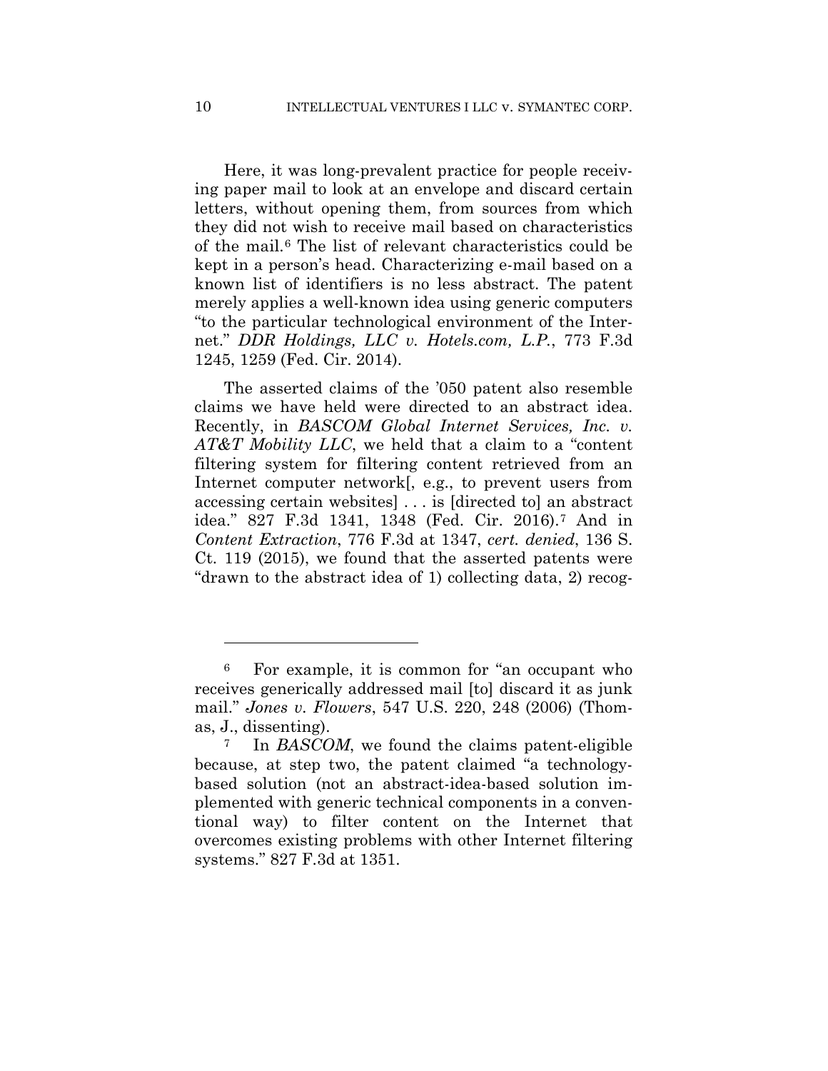Here, it was long-prevalent practice for people receiving paper mail to look at an envelope and discard certain letters, without opening them, from sources from which they did not wish to receive mail based on characteristics of the mail.[6] The list of relevant characteristics could be kept in a person's head. Characterizing e-mail based on a known list of identifiers is no less abstract. The patent merely applies a well-known idea using generic computers "to the particular technological environment of the Internet." *DDR Holdings, LLC v. Hotels.com, L.P.*, 773 F.3d 1245, 1259 (Fed. Cir. 2014).

The asserted claims of the '050 patent also resemble claims we have held were directed to an abstract idea. Recently, in *BASCOM Global Internet Services, Inc. v. AT&T Mobility LLC*, we held that a claim to a "content filtering system for filtering content retrieved from an Internet computer network[, e.g., to prevent users from accessing certain websites] . . . is [directed to] an abstract idea." 827 F.3d 1341, 1348 (Fed. Cir. 2016).[7] And in *Content Extraction*, 776 F.3d at 1347, *cert. denied*, 136 S. Ct. 119 (2015), we found that the asserted patents were "drawn to the abstract idea of 1) collecting data, 2) recog-

---

[6] For example, it is common for "an occupant who receives generically addressed mail [to] discard it as junk mail." *Jones v. Flowers*, 547 U.S. 220, 248 (2006) (Thomas, J., dissenting).

[7] In *BASCOM*, we found the claims patent-eligible because, at step two, the patent claimed "a technology-based solution (not an abstract-idea-based solution implemented with generic technical components in a conventional way) to filter content on the Internet that overcomes existing problems with other Internet filtering systems." 827 F.3d at 1351.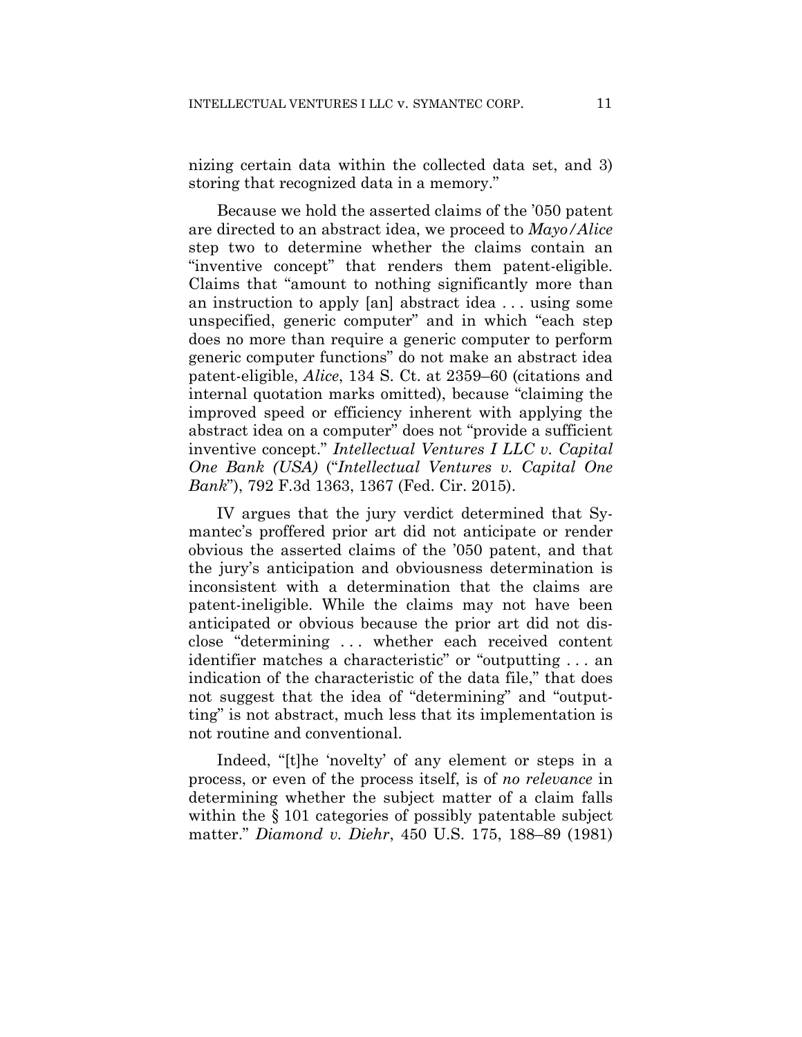nizing certain data within the collected data set, and 3) storing that recognized data in a memory."

Because we hold the asserted claims of the '050 patent are directed to an abstract idea, we proceed to *Mayo/Alice* step two to determine whether the claims contain an "inventive concept" that renders them patent-eligible. Claims that "amount to nothing significantly more than an instruction to apply [an] abstract idea . . . using some unspecified, generic computer" and in which "each step does no more than require a generic computer to perform generic computer functions" do not make an abstract idea patent-eligible, *Alice*, 134 S. Ct. at 2359–60 (citations and internal quotation marks omitted), because "claiming the improved speed or efficiency inherent with applying the abstract idea on a computer" does not "provide a sufficient inventive concept." *Intellectual Ventures I LLC v. Capital One Bank (USA)* ("*Intellectual Ventures v. Capital One Bank*"), 792 F.3d 1363, 1367 (Fed. Cir. 2015).

IV argues that the jury verdict determined that Symantec's proffered prior art did not anticipate or render obvious the asserted claims of the '050 patent, and that the jury's anticipation and obviousness determination is inconsistent with a determination that the claims are patent-ineligible. While the claims may not have been anticipated or obvious because the prior art did not disclose "determining . . . whether each received content identifier matches a characteristic" or "outputting . . . an indication of the characteristic of the data file," that does not suggest that the idea of "determining" and "outputting" is not abstract, much less that its implementation is not routine and conventional.

Indeed, "[t]he 'novelty' of any element or steps in a process, or even of the process itself, is of *no relevance* in determining whether the subject matter of a claim falls within the § 101 categories of possibly patentable subject matter." *Diamond v. Diehr*, 450 U.S. 175, 188–89 (1981)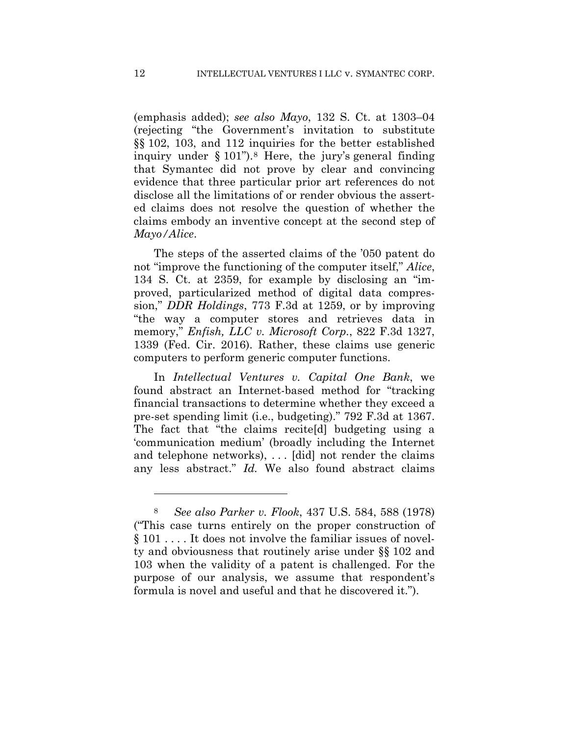(emphasis added); *see also Mayo*, 132 S. Ct. at 1303–04 (rejecting "the Government's invitation to substitute §§ 102, 103, and 112 inquiries for the better established inquiry under § 101").[8] Here, the jury's general finding that Symantec did not prove by clear and convincing evidence that three particular prior art references do not disclose all the limitations of or render obvious the asserted claims does not resolve the question of whether the claims embody an inventive concept at the second step of *Mayo/Alice*.

The steps of the asserted claims of the '050 patent do not "improve the functioning of the computer itself," *Alice*, 134 S. Ct. at 2359, for example by disclosing an "improved, particularized method of digital data compression," *DDR Holdings*, 773 F.3d at 1259, or by improving "the way a computer stores and retrieves data in memory," *Enfish, LLC v. Microsoft Corp.*, 822 F.3d 1327, 1339 (Fed. Cir. 2016). Rather, these claims use generic computers to perform generic computer functions.

In *Intellectual Ventures v. Capital One Bank*, we found abstract an Internet-based method for "tracking financial transactions to determine whether they exceed a pre-set spending limit (i.e., budgeting)." 792 F.3d at 1367. The fact that "the claims recite[d] budgeting using a 'communication medium' (broadly including the Internet and telephone networks), . . . [did] not render the claims any less abstract." *Id.* We also found abstract claims

---

[8] *See also Parker v. Flook*, 437 U.S. 584, 588 (1978) ("This case turns entirely on the proper construction of § 101 . . . . It does not involve the familiar issues of novelty and obviousness that routinely arise under §§ 102 and 103 when the validity of a patent is challenged. For the purpose of our analysis, we assume that respondent's formula is novel and useful and that he discovered it.").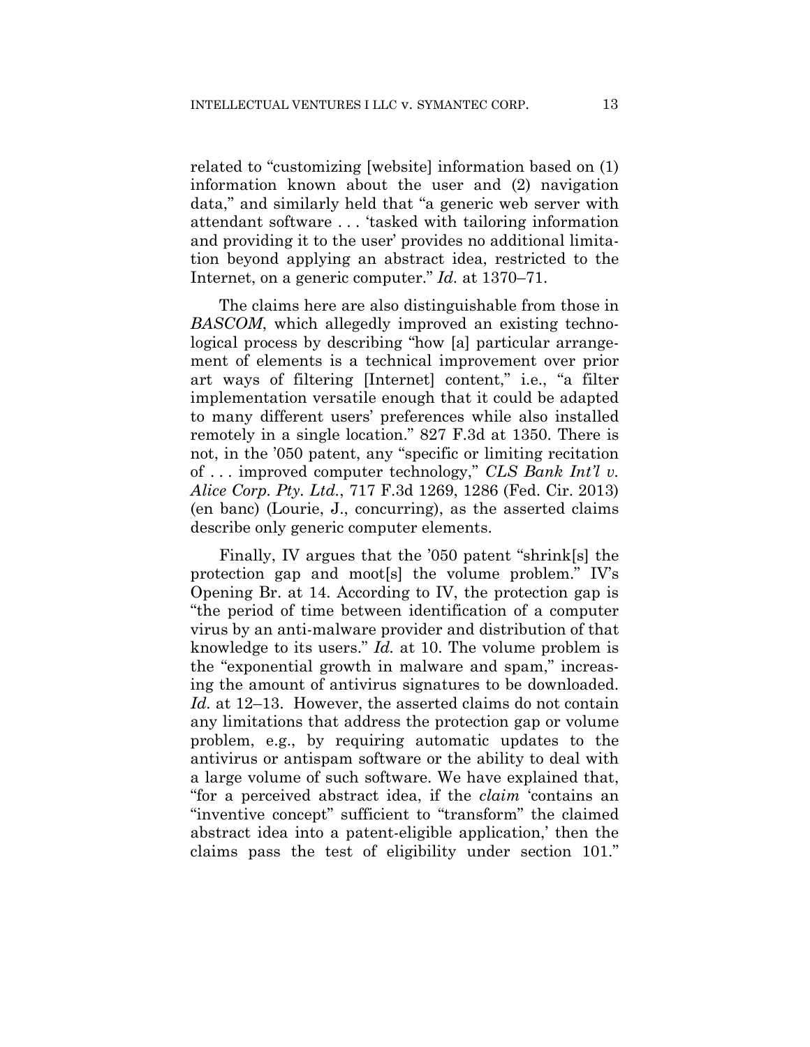related to "customizing [website] information based on (1) information known about the user and (2) navigation data," and similarly held that "a generic web server with attendant software . . . 'tasked with tailoring information and providing it to the user' provides no additional limitation beyond applying an abstract idea, restricted to the Internet, on a generic computer." *Id.* at 1370–71.

The claims here are also distinguishable from those in *BASCOM*, which allegedly improved an existing technological process by describing "how [a] particular arrangement of elements is a technical improvement over prior art ways of filtering [Internet] content," i.e., "a filter implementation versatile enough that it could be adapted to many different users' preferences while also installed remotely in a single location." 827 F.3d at 1350. There is not, in the '050 patent, any "specific or limiting recitation of . . . improved computer technology," *CLS Bank Int'l v. Alice Corp. Pty. Ltd.*, 717 F.3d 1269, 1286 (Fed. Cir. 2013) (en banc) (Lourie, J., concurring), as the asserted claims describe only generic computer elements.

Finally, IV argues that the '050 patent "shrink[s] the protection gap and moot[s] the volume problem." IV's Opening Br. at 14. According to IV, the protection gap is "the period of time between identification of a computer virus by an anti-malware provider and distribution of that knowledge to its users." *Id.* at 10. The volume problem is the "exponential growth in malware and spam," increasing the amount of antivirus signatures to be downloaded. *Id.* at 12–13. However, the asserted claims do not contain any limitations that address the protection gap or volume problem, e.g., by requiring automatic updates to the antivirus or antispam software or the ability to deal with a large volume of such software. We have explained that, "for a perceived abstract idea, if the *claim* 'contains an "inventive concept" sufficient to "transform" the claimed abstract idea into a patent-eligible application,' then the claims pass the test of eligibility under section 101."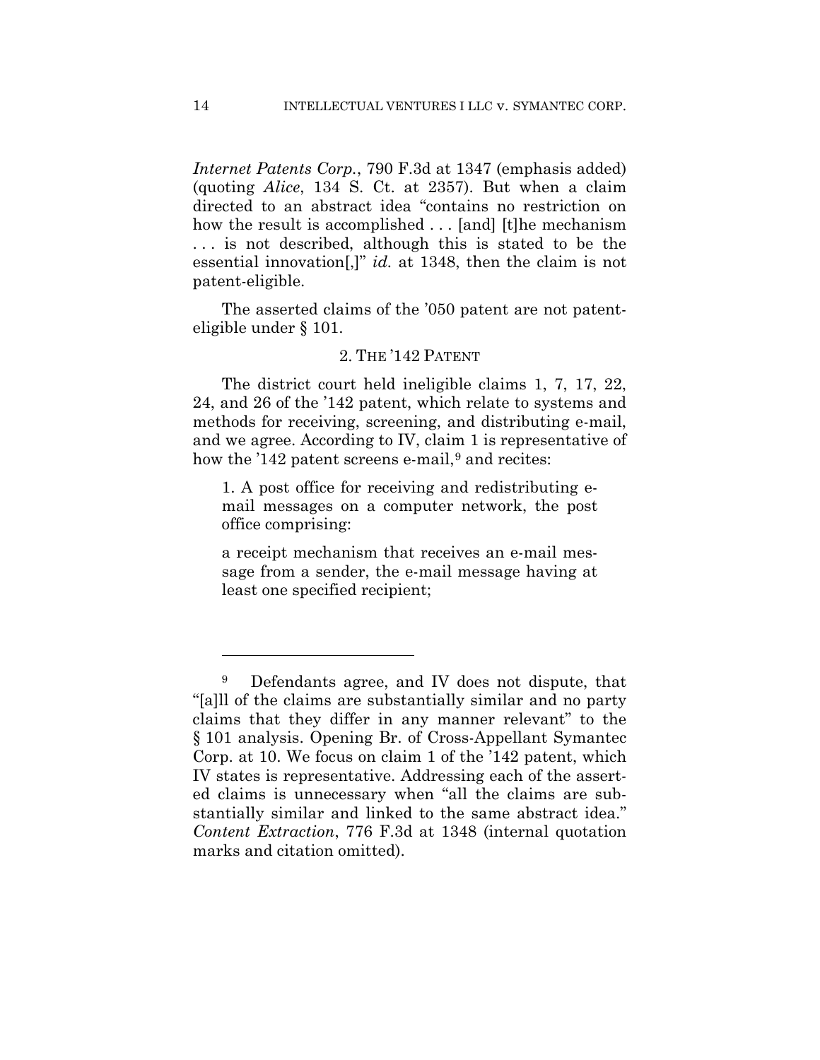*Internet Patents Corp.*, 790 F.3d at 1347 (emphasis added) (quoting *Alice*, 134 S. Ct. at 2357). But when a claim directed to an abstract idea "contains no restriction on how the result is accomplished . . . [and] [t]he mechanism . . . is not described, although this is stated to be the essential innovation[,]" *id.* at 1348, then the claim is not patent-eligible.

The asserted claims of the '050 patent are not patent-eligible under § 101.

### 2. THE '142 PATENT

The district court held ineligible claims 1, 7, 17, 22, 24, and 26 of the '142 patent, which relate to systems and methods for receiving, screening, and distributing e-mail, and we agree. According to IV, claim 1 is representative of how the '142 patent screens e-mail,[9] and recites:

> 1. A post office for receiving and redistributing e-mail messages on a computer network, the post office comprising:
>
> a receipt mechanism that receives an e-mail message from a sender, the e-mail message having at least one specified recipient;

---

[9] Defendants agree, and IV does not dispute, that "[a]ll of the claims are substantially similar and no party claims that they differ in any manner relevant" to the § 101 analysis. Opening Br. of Cross-Appellant Symantec Corp. at 10. We focus on claim 1 of the '142 patent, which IV states is representative. Addressing each of the asserted claims is unnecessary when "all the claims are substantially similar and linked to the same abstract idea." *Content Extraction*, 776 F.3d at 1348 (internal quotation marks and citation omitted).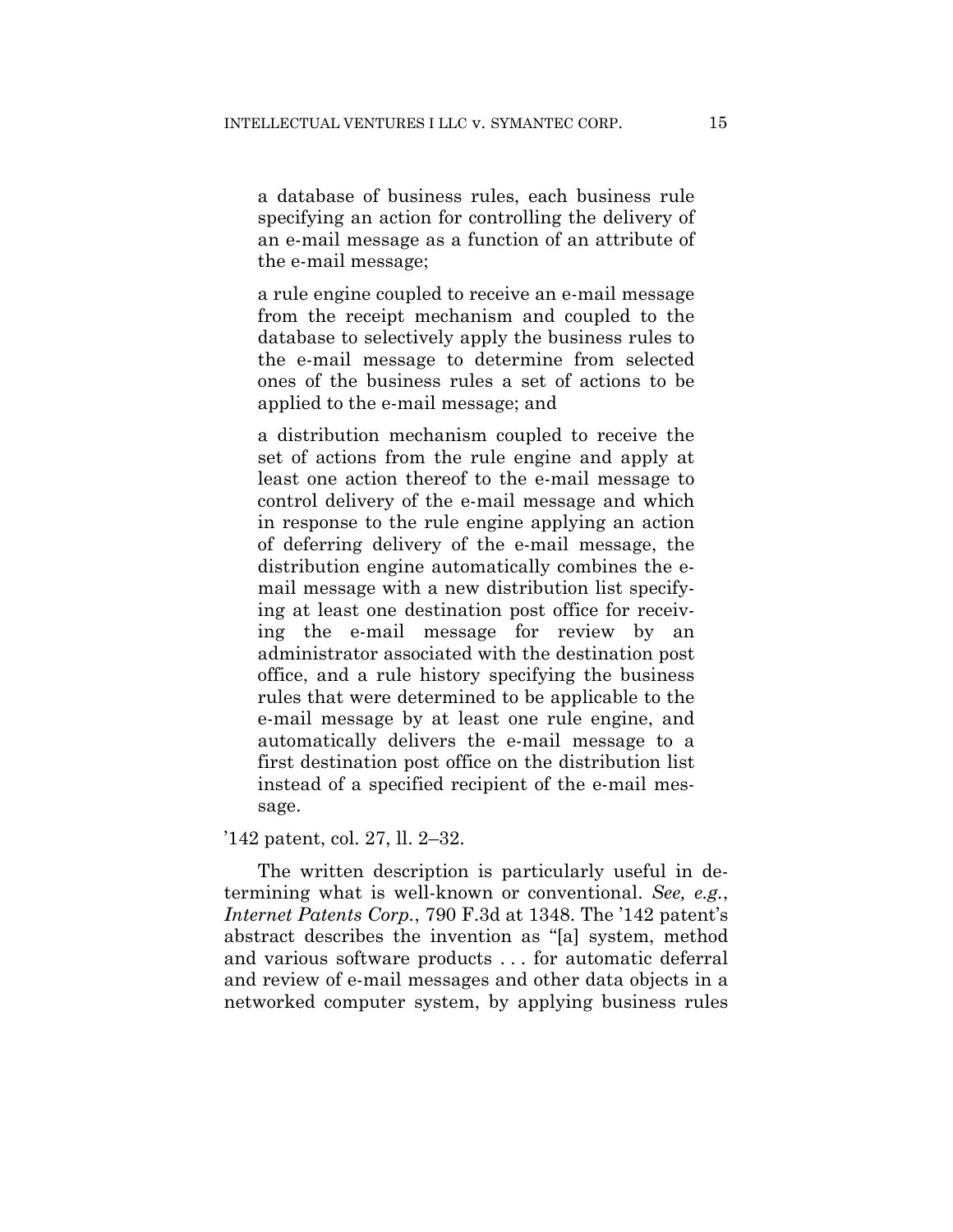> a database of business rules, each business rule specifying an action for controlling the delivery of an e-mail message as a function of an attribute of the e-mail message;
>
> a rule engine coupled to receive an e-mail message from the receipt mechanism and coupled to the database to selectively apply the business rules to the e-mail message to determine from selected ones of the business rules a set of actions to be applied to the e-mail message; and
>
> a distribution mechanism coupled to receive the set of actions from the rule engine and apply at least one action thereof to the e-mail message to control delivery of the e-mail message and which in response to the rule engine applying an action of deferring delivery of the e-mail message, the distribution engine automatically combines the e-mail message with a new distribution list specifying at least one destination post office for receiving the e-mail message for review by an administrator associated with the destination post office, and a rule history specifying the business rules that were determined to be applicable to the e-mail message by at least one rule engine, and automatically delivers the e-mail message to a first destination post office on the distribution list instead of a specified recipient of the e-mail message.

'142 patent, col. 27, ll. 2–32.

The written description is particularly useful in determining what is well-known or conventional. *See, e.g.*, *Internet Patents Corp.*, 790 F.3d at 1348. The '142 patent's abstract describes the invention as "[a] system, method and various software products . . . for automatic deferral and review of e-mail messages and other data objects in a networked computer system, by applying business rules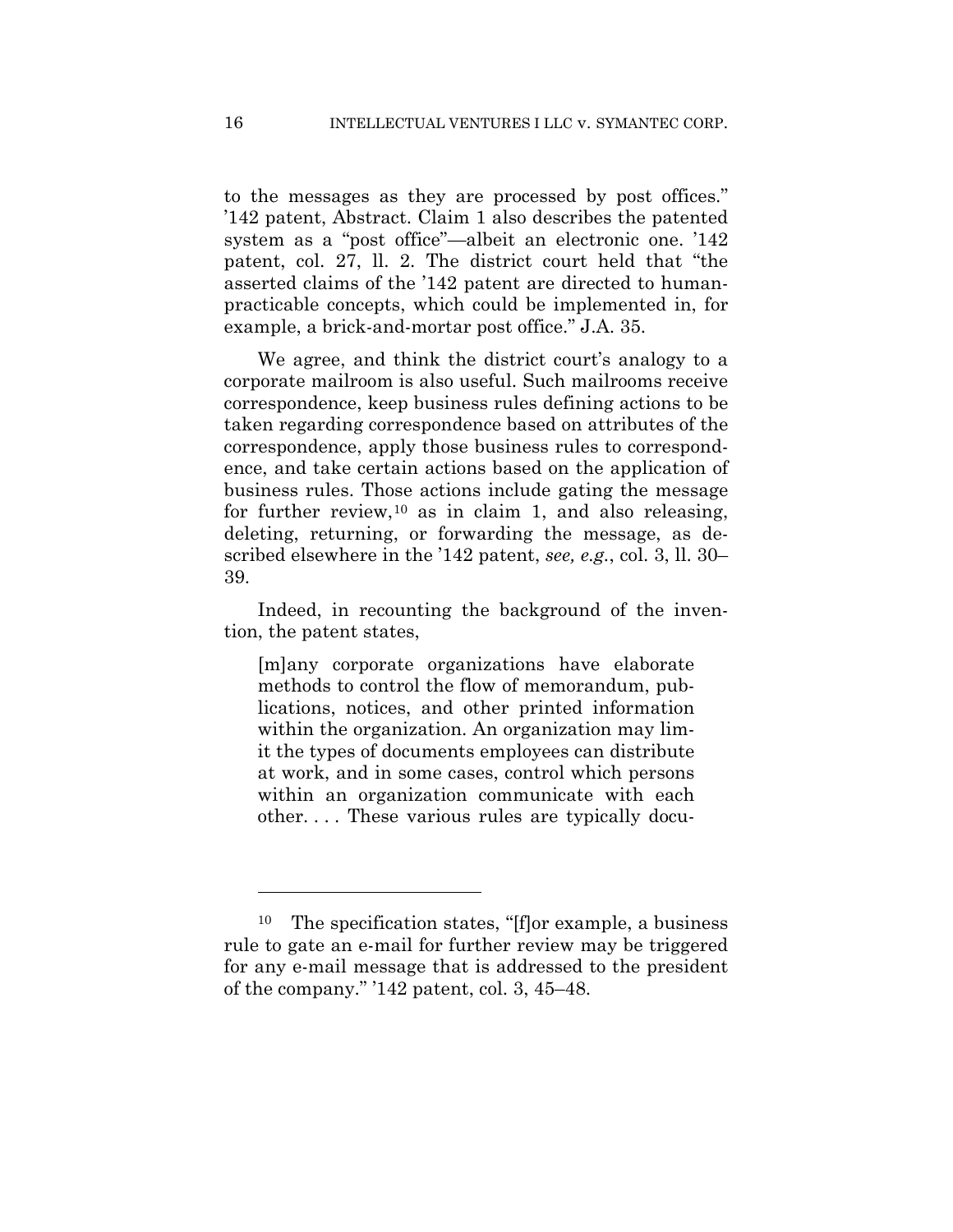to the messages as they are processed by post offices." '142 patent, Abstract. Claim 1 also describes the patented system as a "post office"—albeit an electronic one. '142 patent, col. 27, ll. 2. The district court held that "the asserted claims of the '142 patent are directed to human-practicable concepts, which could be implemented in, for example, a brick-and-mortar post office." J.A. 35.

We agree, and think the district court's analogy to a corporate mailroom is also useful. Such mailrooms receive correspondence, keep business rules defining actions to be taken regarding correspondence based on attributes of the correspondence, apply those business rules to correspondence, and take certain actions based on the application of business rules. Those actions include gating the message for further review,[10] as in claim 1, and also releasing, deleting, returning, or forwarding the message, as described elsewhere in the '142 patent, *see, e.g.*, col. 3, ll. 30–39.

Indeed, in recounting the background of the invention, the patent states,

> [m]any corporate organizations have elaborate methods to control the flow of memorandum, publications, notices, and other printed information within the organization. An organization may limit the types of documents employees can distribute at work, and in some cases, control which persons within an organization communicate with each other. . . . These various rules are typically docu-

---

[10] The specification states, "[f]or example, a business rule to gate an e-mail for further review may be triggered for any e-mail message that is addressed to the president of the company." '142 patent, col. 3, 45–48.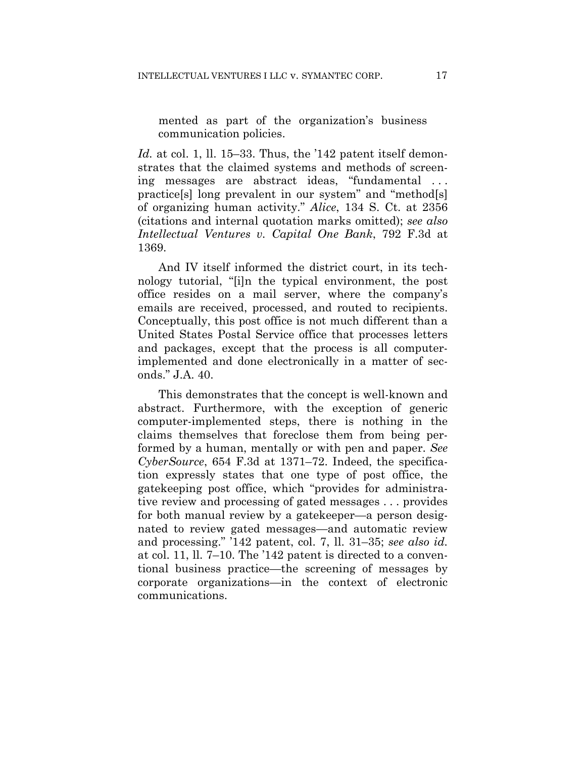mented as part of the organization's business communication policies.

*Id.* at col. 1, ll. 15–33. Thus, the '142 patent itself demonstrates that the claimed systems and methods of screening messages are abstract ideas, "fundamental . . . practice[s] long prevalent in our system" and "method[s] of organizing human activity." *Alice*, 134 S. Ct. at 2356 (citations and internal quotation marks omitted); *see also Intellectual Ventures v. Capital One Bank*, 792 F.3d at 1369.

And IV itself informed the district court, in its technology tutorial, "[i]n the typical environment, the post office resides on a mail server, where the company's emails are received, processed, and routed to recipients. Conceptually, this post office is not much different than a United States Postal Service office that processes letters and packages, except that the process is all computer-implemented and done electronically in a matter of seconds." J.A. 40.

This demonstrates that the concept is well-known and abstract. Furthermore, with the exception of generic computer-implemented steps, there is nothing in the claims themselves that foreclose them from being performed by a human, mentally or with pen and paper. *See CyberSource*, 654 F.3d at 1371–72. Indeed, the specification expressly states that one type of post office, the gatekeeping post office, which "provides for administrative review and processing of gated messages . . . provides for both manual review by a gatekeeper—a person designated to review gated messages—and automatic review and processing." '142 patent, col. 7, ll. 31–35; *see also id.* at col. 11, ll. 7–10. The '142 patent is directed to a conventional business practice—the screening of messages by corporate organizations—in the context of electronic communications.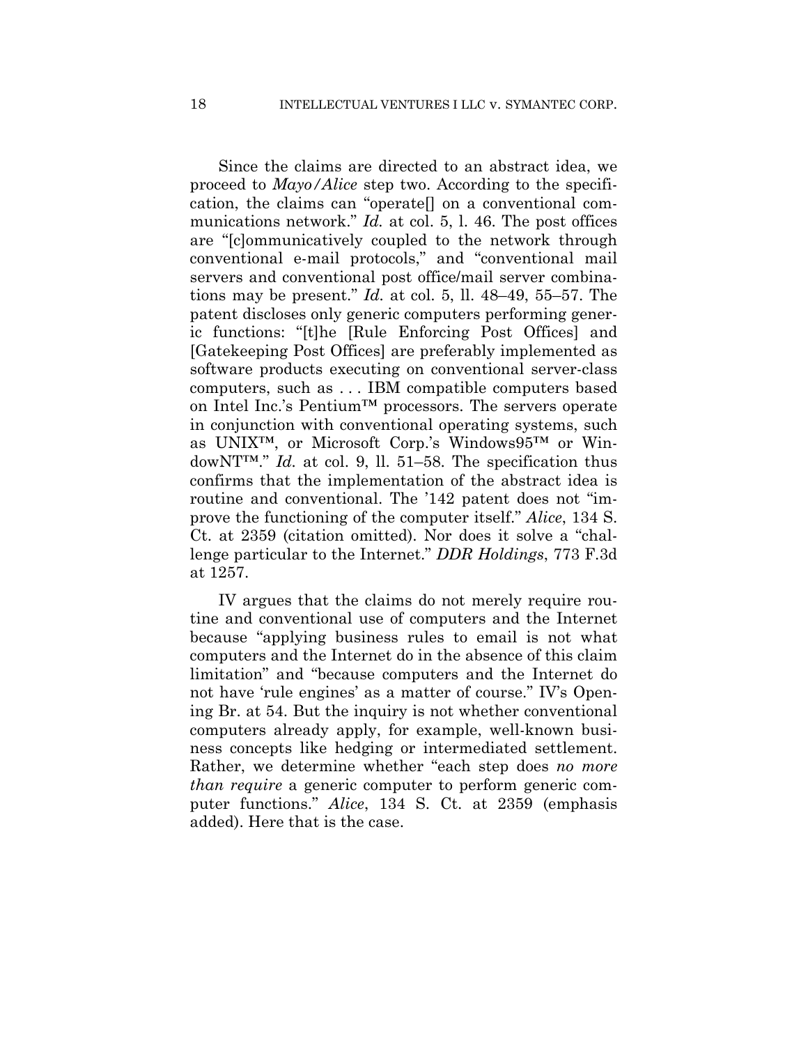Since the claims are directed to an abstract idea, we proceed to *Mayo/Alice* step two. According to the specification, the claims can "operate[] on a conventional communications network." *Id.* at col. 5, l. 46. The post offices are "[c]ommunicatively coupled to the network through conventional e-mail protocols," and "conventional mail servers and conventional post office/mail server combinations may be present." *Id.* at col. 5, ll. 48–49, 55–57. The patent discloses only generic computers performing generic functions: "[t]he [Rule Enforcing Post Offices] and [Gatekeeping Post Offices] are preferably implemented as software products executing on conventional server-class computers, such as . . . IBM compatible computers based on Intel Inc.'s Pentium™ processors. The servers operate in conjunction with conventional operating systems, such as UNIX™, or Microsoft Corp.'s Windows95™ or WindowNT™." *Id.* at col. 9, ll. 51–58. The specification thus confirms that the implementation of the abstract idea is routine and conventional. The '142 patent does not "improve the functioning of the computer itself." *Alice*, 134 S. Ct. at 2359 (citation omitted). Nor does it solve a "challenge particular to the Internet." *DDR Holdings*, 773 F.3d at 1257.

IV argues that the claims do not merely require routine and conventional use of computers and the Internet because "applying business rules to email is not what computers and the Internet do in the absence of this claim limitation" and "because computers and the Internet do not have 'rule engines' as a matter of course." IV's Opening Br. at 54. But the inquiry is not whether conventional computers already apply, for example, well-known business concepts like hedging or intermediated settlement. Rather, we determine whether "each step does *no more than require* a generic computer to perform generic computer functions." *Alice*, 134 S. Ct. at 2359 (emphasis added). Here that is the case.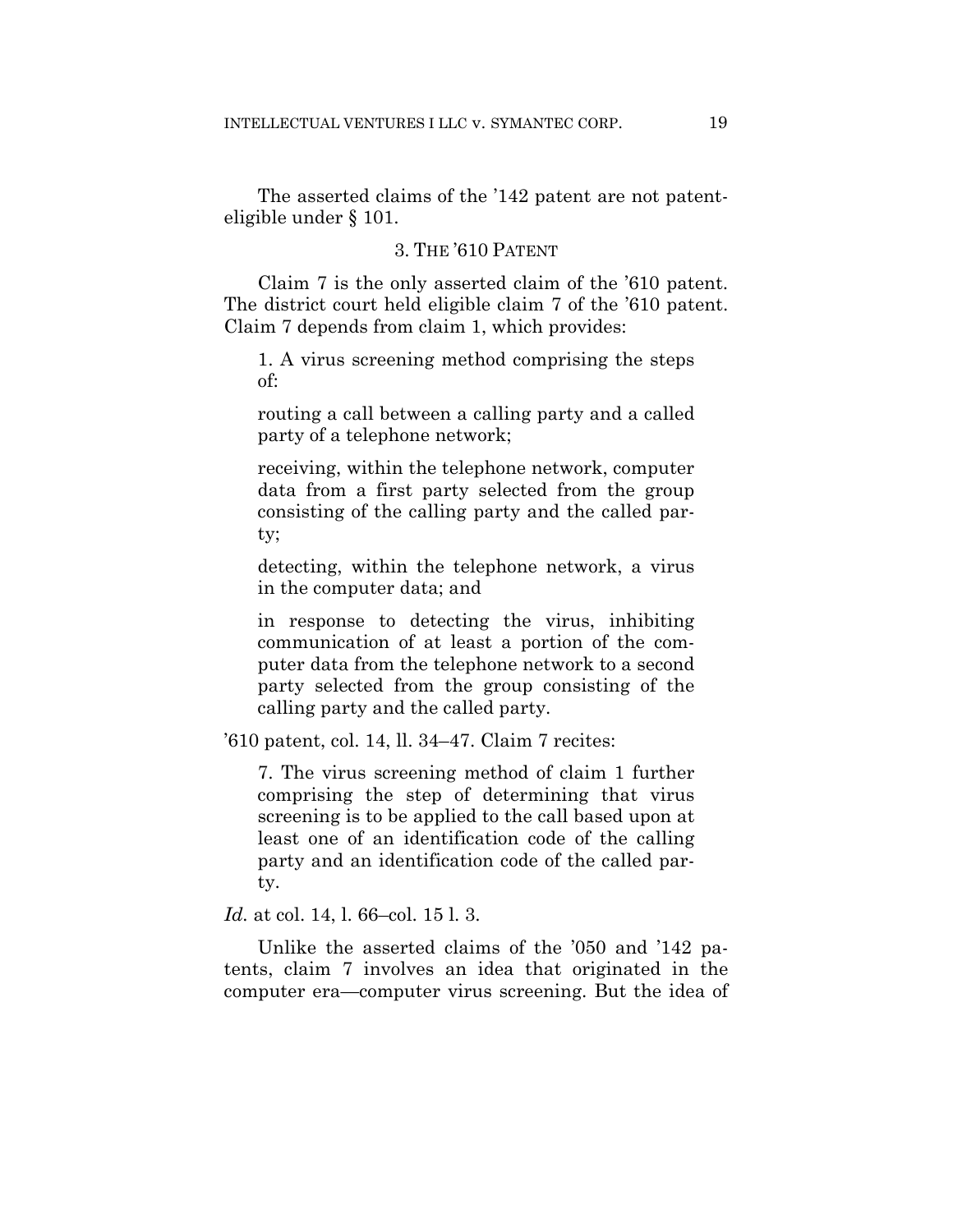The asserted claims of the ’142 patent are not patent-eligible under § 101.

### 3. THE ’610 PATENT

Claim 7 is the only asserted claim of the ’610 patent. The district court held eligible claim 7 of the ’610 patent. Claim 7 depends from claim 1, which provides:

> 1. A virus screening method comprising the steps of:
>
> routing a call between a calling party and a called party of a telephone network;
>
> receiving, within the telephone network, computer data from a first party selected from the group consisting of the calling party and the called party;
>
> detecting, within the telephone network, a virus in the computer data; and
>
> in response to detecting the virus, inhibiting communication of at least a portion of the computer data from the telephone network to a second party selected from the group consisting of the calling party and the called party.

’610 patent, col. 14, ll. 34–47. Claim 7 recites:

> 7. The virus screening method of claim 1 further comprising the step of determining that virus screening is to be applied to the call based upon at least one of an identification code of the calling party and an identification code of the called party.

*Id.* at col. 14, l. 66–col. 15 l. 3.

Unlike the asserted claims of the ’050 and ’142 patents, claim 7 involves an idea that originated in the computer era—computer virus screening. But the idea of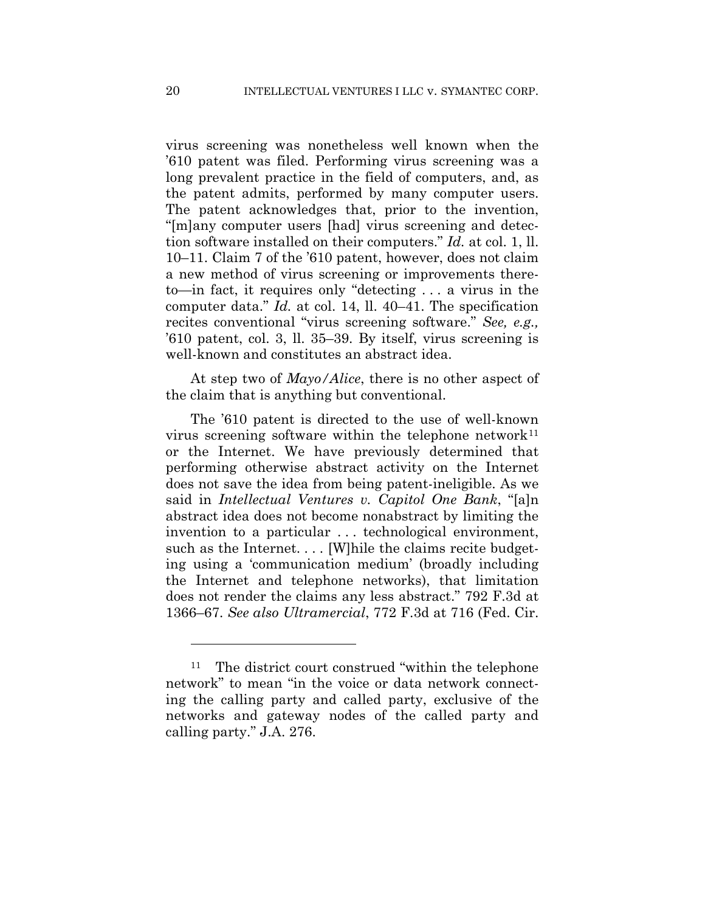virus screening was nonetheless well known when the '610 patent was filed. Performing virus screening was a long prevalent practice in the field of computers, and, as the patent admits, performed by many computer users. The patent acknowledges that, prior to the invention, "[m]any computer users [had] virus screening and detection software installed on their computers." *Id.* at col. 1, ll. 10–11. Claim 7 of the '610 patent, however, does not claim a new method of virus screening or improvements thereto—in fact, it requires only "detecting . . . a virus in the computer data." *Id.* at col. 14, ll. 40–41. The specification recites conventional "virus screening software." *See, e.g.,* '610 patent, col. 3, ll. 35–39. By itself, virus screening is well-known and constitutes an abstract idea.

At step two of *Mayo/Alice*, there is no other aspect of the claim that is anything but conventional.

The '610 patent is directed to the use of well-known virus screening software within the telephone network[11] or the Internet. We have previously determined that performing otherwise abstract activity on the Internet does not save the idea from being patent-ineligible. As we said in *Intellectual Ventures v. Capitol One Bank*, "[a]n abstract idea does not become nonabstract by limiting the invention to a particular . . . technological environment, such as the Internet. . . . [W]hile the claims recite budgeting using a 'communication medium' (broadly including the Internet and telephone networks), that limitation does not render the claims any less abstract." 792 F.3d at 1366–67. *See also Ultramercial*, 772 F.3d at 716 (Fed. Cir.

---

[11] The district court construed "within the telephone network" to mean "in the voice or data network connecting the calling party and called party, exclusive of the networks and gateway nodes of the called party and calling party." J.A. 276.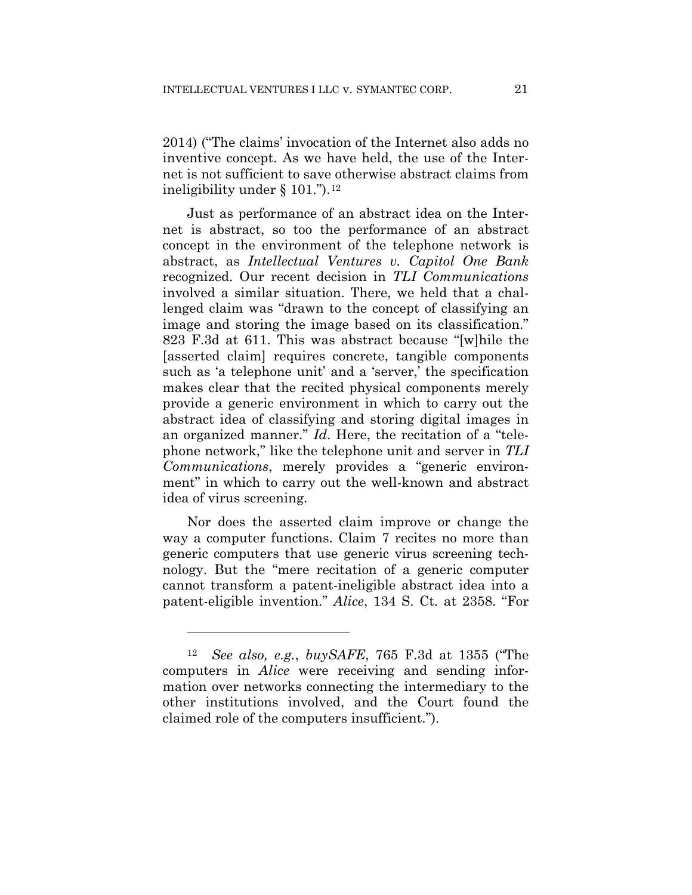2014) ("The claims' invocation of the Internet also adds no inventive concept. As we have held, the use of the Internet is not sufficient to save otherwise abstract claims from ineligibility under § 101.").[12]

Just as performance of an abstract idea on the Internet is abstract, so too the performance of an abstract concept in the environment of the telephone network is abstract, as *Intellectual Ventures v. Capitol One Bank* recognized. Our recent decision in *TLI Communications* involved a similar situation. There, we held that a challenged claim was "drawn to the concept of classifying an image and storing the image based on its classification." 823 F.3d at 611. This was abstract because "[w]hile the [asserted claim] requires concrete, tangible components such as 'a telephone unit' and a 'server,' the specification makes clear that the recited physical components merely provide a generic environment in which to carry out the abstract idea of classifying and storing digital images in an organized manner." *Id.* Here, the recitation of a "telephone network," like the telephone unit and server in *TLI Communications*, merely provides a "generic environment" in which to carry out the well-known and abstract idea of virus screening.

Nor does the asserted claim improve or change the way a computer functions. Claim 7 recites no more than generic computers that use generic virus screening technology. But the "mere recitation of a generic computer cannot transform a patent-ineligible abstract idea into a patent-eligible invention." *Alice*, 134 S. Ct. at 2358. "For

---

[12] *See also, e.g.*, *buySAFE*, 765 F.3d at 1355 ("The computers in *Alice* were receiving and sending information over networks connecting the intermediary to the other institutions involved, and the Court found the claimed role of the computers insufficient.").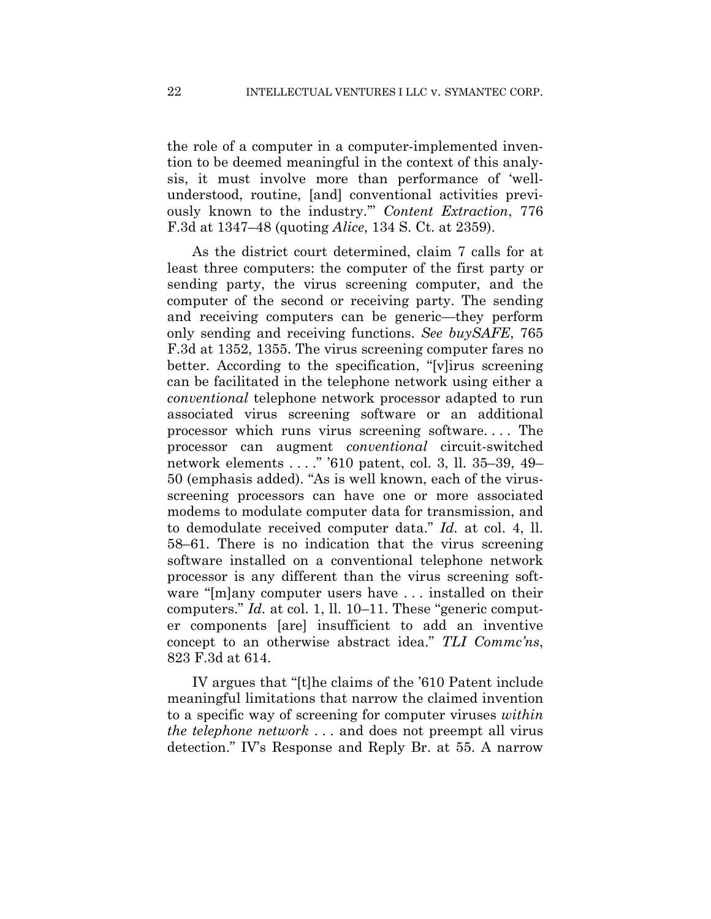the role of a computer in a computer-implemented invention to be deemed meaningful in the context of this analysis, it must involve more than performance of 'well-understood, routine, [and] conventional activities previously known to the industry.'" *Content Extraction*, 776 F.3d at 1347–48 (quoting *Alice*, 134 S. Ct. at 2359).

As the district court determined, claim 7 calls for at least three computers: the computer of the first party or sending party, the virus screening computer, and the computer of the second or receiving party. The sending and receiving computers can be generic—they perform only sending and receiving functions. *See buySAFE*, 765 F.3d at 1352, 1355. The virus screening computer fares no better. According to the specification, "[v]irus screening can be facilitated in the telephone network using either a *conventional* telephone network processor adapted to run associated virus screening software or an additional processor which runs virus screening software. . . . The processor can augment *conventional* circuit-switched network elements . . . ." '610 patent, col. 3, ll. 35–39, 49–50 (emphasis added). "As is well known, each of the virus-screening processors can have one or more associated modems to modulate computer data for transmission, and to demodulate received computer data." *Id.* at col. 4, ll. 58–61. There is no indication that the virus screening software installed on a conventional telephone network processor is any different than the virus screening software "[m]any computer users have . . . installed on their computers." *Id.* at col. 1, ll. 10–11. These "generic computer components [are] insufficient to add an inventive concept to an otherwise abstract idea." *TLI Commc'ns*, 823 F.3d at 614.

IV argues that "[t]he claims of the '610 Patent include meaningful limitations that narrow the claimed invention to a specific way of screening for computer viruses *within the telephone network* . . . and does not preempt all virus detection." IV's Response and Reply Br. at 55. A narrow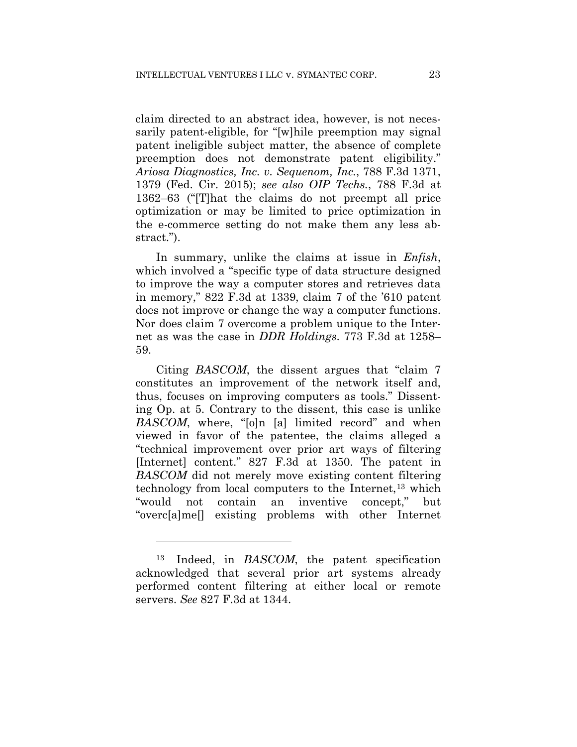claim directed to an abstract idea, however, is not necessarily patent-eligible, for "[w]hile preemption may signal patent ineligible subject matter, the absence of complete preemption does not demonstrate patent eligibility." *Ariosa Diagnostics, Inc. v. Sequenom, Inc.*, 788 F.3d 1371, 1379 (Fed. Cir. 2015); *see also OIP Techs.*, 788 F.3d at 1362–63 ("[T]hat the claims do not preempt all price optimization or may be limited to price optimization in the e-commerce setting do not make them any less abstract.").

In summary, unlike the claims at issue in *Enfish*, which involved a "specific type of data structure designed to improve the way a computer stores and retrieves data in memory," 822 F.3d at 1339, claim 7 of the '610 patent does not improve or change the way a computer functions. Nor does claim 7 overcome a problem unique to the Internet as was the case in *DDR Holdings*. 773 F.3d at 1258–59.

Citing *BASCOM*, the dissent argues that "claim 7 constitutes an improvement of the network itself and, thus, focuses on improving computers as tools." Dissenting Op. at 5. Contrary to the dissent, this case is unlike *BASCOM*, where, "[o]n [a] limited record" and when viewed in favor of the patentee, the claims alleged a "technical improvement over prior art ways of filtering [Internet] content." 827 F.3d at 1350. The patent in *BASCOM* did not merely move existing content filtering technology from local computers to the Internet,[13] which "would not contain an inventive concept," but "overc[a]me[] existing problems with other Internet

---

[13] Indeed, in *BASCOM*, the patent specification acknowledged that several prior art systems already performed content filtering at either local or remote servers. *See* 827 F.3d at 1344.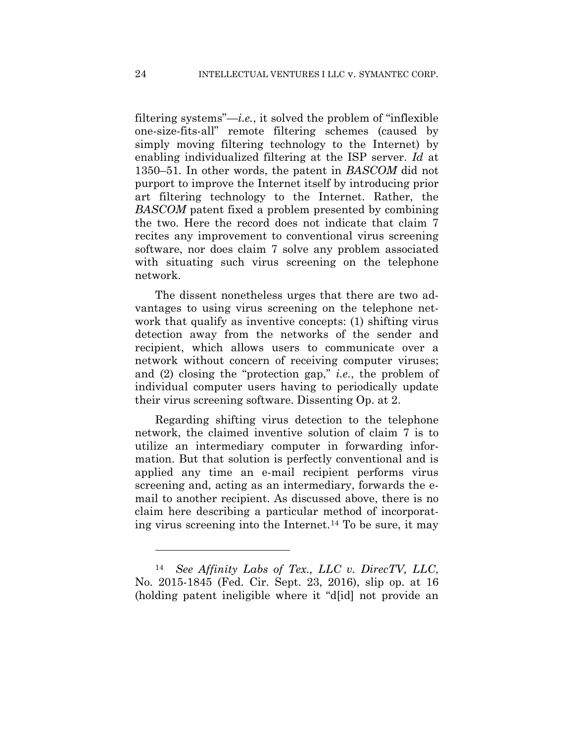filtering systems"—*i.e.*, it solved the problem of "inflexible one-size-fits-all" remote filtering schemes (caused by simply moving filtering technology to the Internet) by enabling individualized filtering at the ISP server. *Id* at 1350–51. In other words, the patent in *BASCOM* did not purport to improve the Internet itself by introducing prior art filtering technology to the Internet. Rather, the *BASCOM* patent fixed a problem presented by combining the two. Here the record does not indicate that claim 7 recites any improvement to conventional virus screening software, nor does claim 7 solve any problem associated with situating such virus screening on the telephone network.

The dissent nonetheless urges that there are two advantages to using virus screening on the telephone network that qualify as inventive concepts: (1) shifting virus detection away from the networks of the sender and recipient, which allows users to communicate over a network without concern of receiving computer viruses; and (2) closing the "protection gap," *i.e.*, the problem of individual computer users having to periodically update their virus screening software. Dissenting Op. at 2.

Regarding shifting virus detection to the telephone network, the claimed inventive solution of claim 7 is to utilize an intermediary computer in forwarding information. But that solution is perfectly conventional and is applied any time an e-mail recipient performs virus screening and, acting as an intermediary, forwards the e-mail to another recipient. As discussed above, there is no claim here describing a particular method of incorporating virus screening into the Internet.[14] To be sure, it may

---

[14] *See Affinity Labs of Tex., LLC v. DirecTV, LLC*, No. 2015-1845 (Fed. Cir. Sept. 23, 2016), slip op. at 16 (holding patent ineligible where it "d[id] not provide an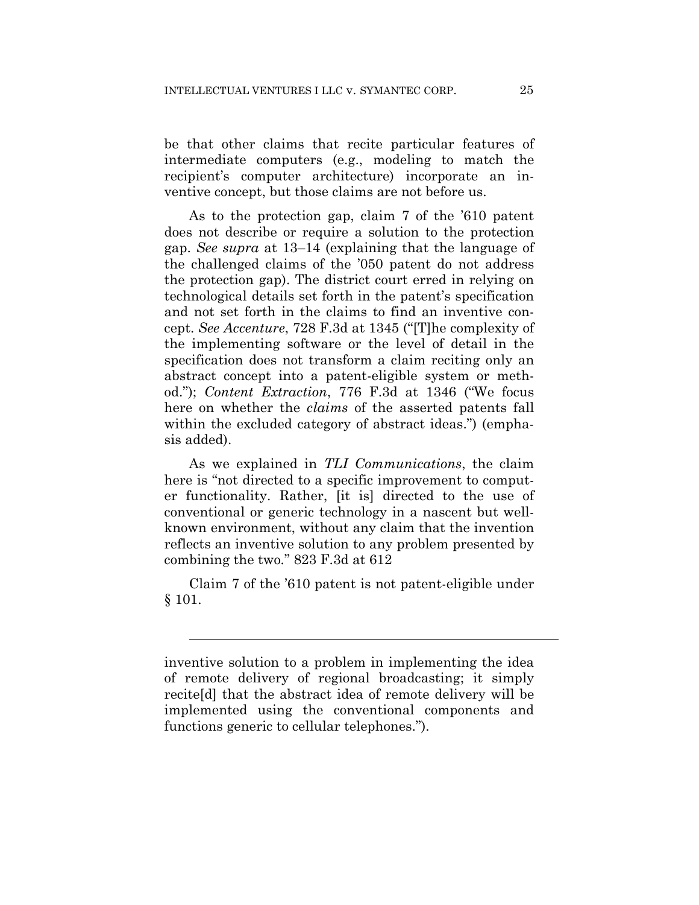be that other claims that recite particular features of intermediate computers (e.g., modeling to match the recipient's computer architecture) incorporate an inventive concept, but those claims are not before us.

As to the protection gap, claim 7 of the '610 patent does not describe or require a solution to the protection gap. *See supra* at 13–14 (explaining that the language of the challenged claims of the '050 patent do not address the protection gap). The district court erred in relying on technological details set forth in the patent's specification and not set forth in the claims to find an inventive concept. *See Accenture*, 728 F.3d at 1345 ("[T]he complexity of the implementing software or the level of detail in the specification does not transform a claim reciting only an abstract concept into a patent-eligible system or method."); *Content Extraction*, 776 F.3d at 1346 ("We focus here on whether the *claims* of the asserted patents fall within the excluded category of abstract ideas.") (emphasis added).

As we explained in *TLI Communications*, the claim here is "not directed to a specific improvement to computer functionality. Rather, [it is] directed to the use of conventional or generic technology in a nascent but well-known environment, without any claim that the invention reflects an inventive solution to any problem presented by combining the two." 823 F.3d at 612

Claim 7 of the '610 patent is not patent-eligible under § 101.

---

inventive solution to a problem in implementing the idea of remote delivery of regional broadcasting; it simply recite[d] that the abstract idea of remote delivery will be implemented using the conventional components and functions generic to cellular telephones.").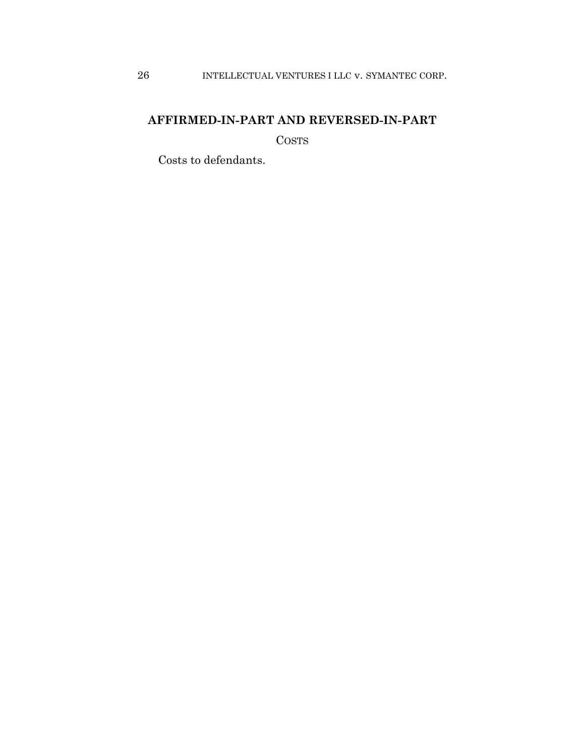**AFFIRMED-IN-PART AND REVERSED-IN-PART**

COSTS

Costs to defendants.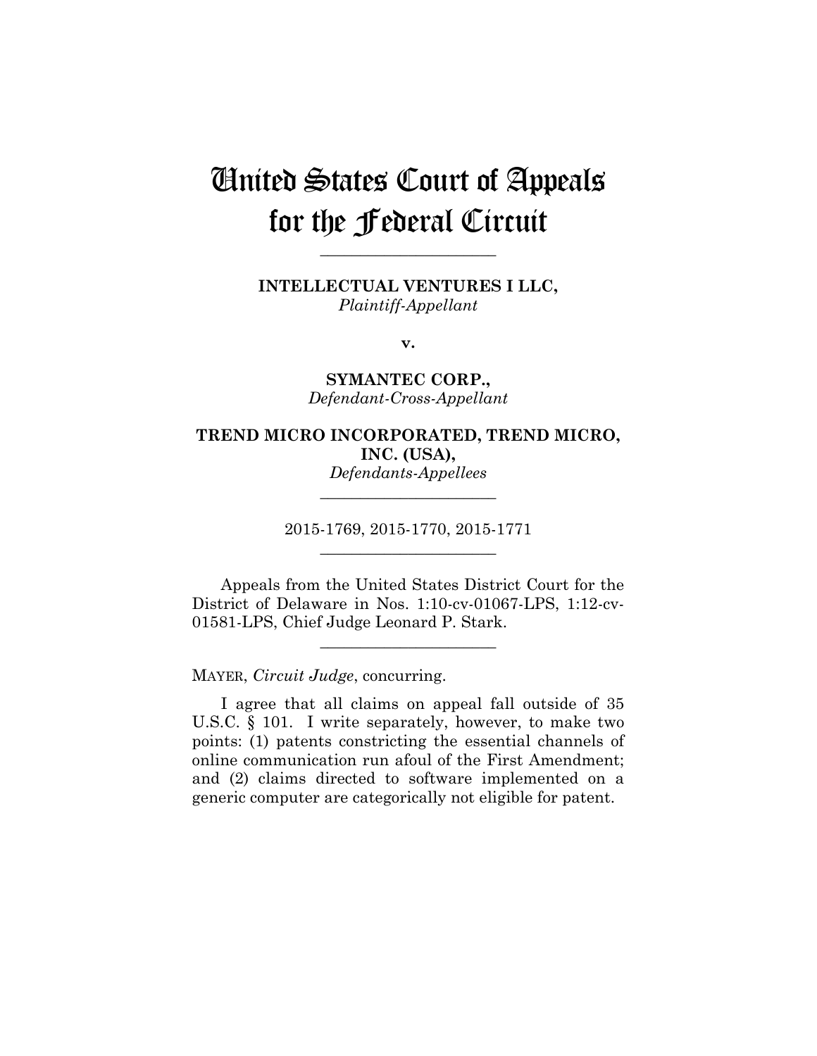# United States Court of Appeals for the Federal Circuit

______________________

**INTELLECTUAL VENTURES I LLC,**
*Plaintiff-Appellant*

**v.**

**SYMANTEC CORP.,**
*Defendant-Cross-Appellant*

**TREND MICRO INCORPORATED, TREND MICRO, INC. (USA),**
*Defendants-Appellees*

______________________

2015-1769, 2015-1770, 2015-1771

______________________

Appeals from the United States District Court for the District of Delaware in Nos. 1:10-cv-01067-LPS, 1:12-cv-01581-LPS, Chief Judge Leonard P. Stark.

______________________

MAYER, *Circuit Judge*, concurring.

I agree that all claims on appeal fall outside of 35 U.S.C. § 101. I write separately, however, to make two points: (1) patents constricting the essential channels of online communication run afoul of the First Amendment; and (2) claims directed to software implemented on a generic computer are categorically not eligible for patent.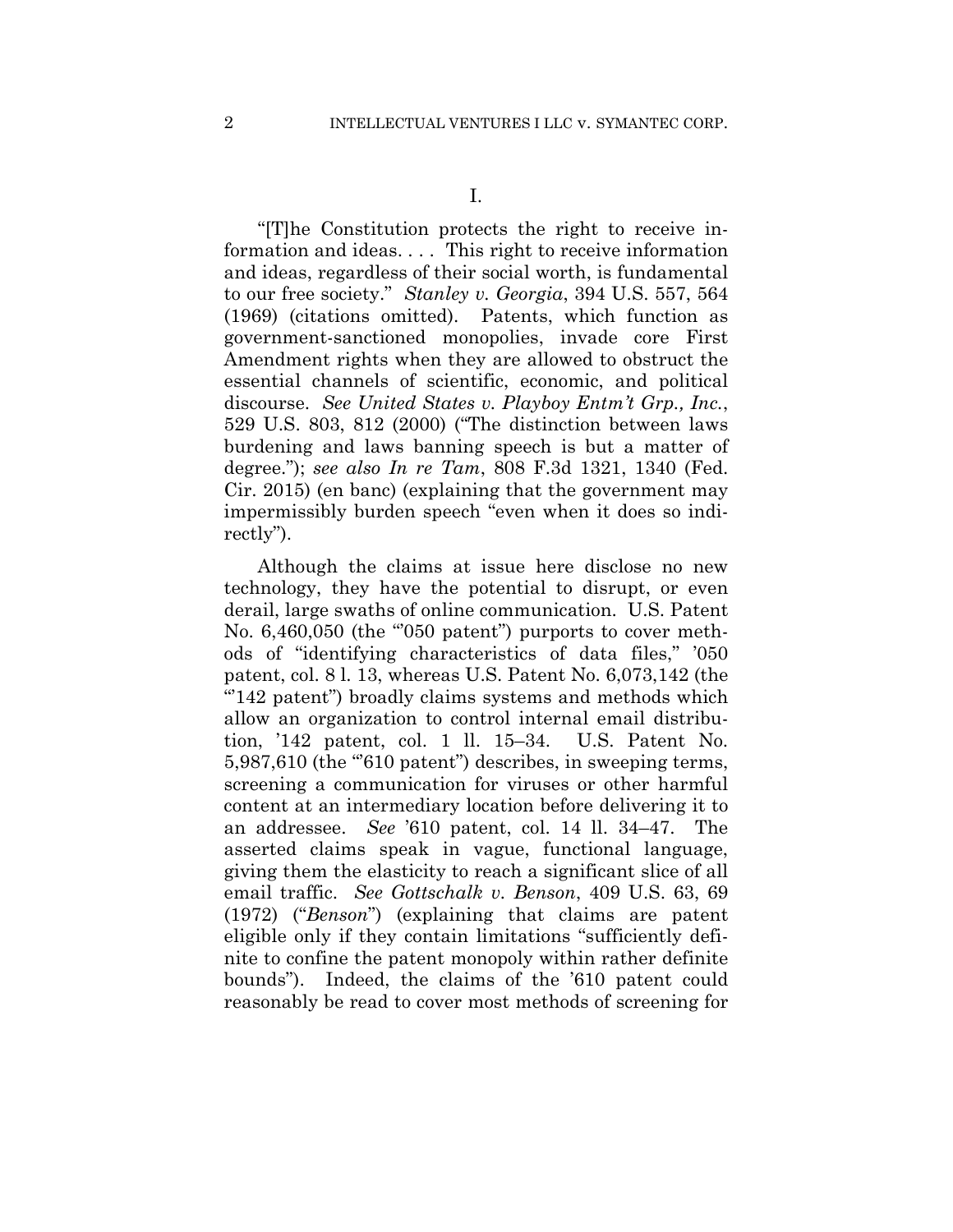I.

"[T]he Constitution protects the right to receive information and ideas. . . . This right to receive information and ideas, regardless of their social worth, is fundamental to our free society." *Stanley v. Georgia*, 394 U.S. 557, 564 (1969) (citations omitted). Patents, which function as government-sanctioned monopolies, invade core First Amendment rights when they are allowed to obstruct the essential channels of scientific, economic, and political discourse. *See United States v. Playboy Entm't Grp., Inc.*, 529 U.S. 803, 812 (2000) ("The distinction between laws burdening and laws banning speech is but a matter of degree."); *see also In re Tam*, 808 F.3d 1321, 1340 (Fed. Cir. 2015) (en banc) (explaining that the government may impermissibly burden speech "even when it does so indirectly").

Although the claims at issue here disclose no new technology, they have the potential to disrupt, or even derail, large swaths of online communication. U.S. Patent No. 6,460,050 (the "'050 patent") purports to cover methods of "identifying characteristics of data files," '050 patent, col. 8 l. 13, whereas U.S. Patent No. 6,073,142 (the "'142 patent") broadly claims systems and methods which allow an organization to control internal email distribution, '142 patent, col. 1 ll. 15–34. U.S. Patent No. 5,987,610 (the "'610 patent") describes, in sweeping terms, screening a communication for viruses or other harmful content at an intermediary location before delivering it to an addressee. *See* '610 patent, col. 14 ll. 34–47. The asserted claims speak in vague, functional language, giving them the elasticity to reach a significant slice of all email traffic. *See Gottschalk v. Benson*, 409 U.S. 63, 69 (1972) ("*Benson*") (explaining that claims are patent eligible only if they contain limitations "sufficiently definite to confine the patent monopoly within rather definite bounds"). Indeed, the claims of the '610 patent could reasonably be read to cover most methods of screening for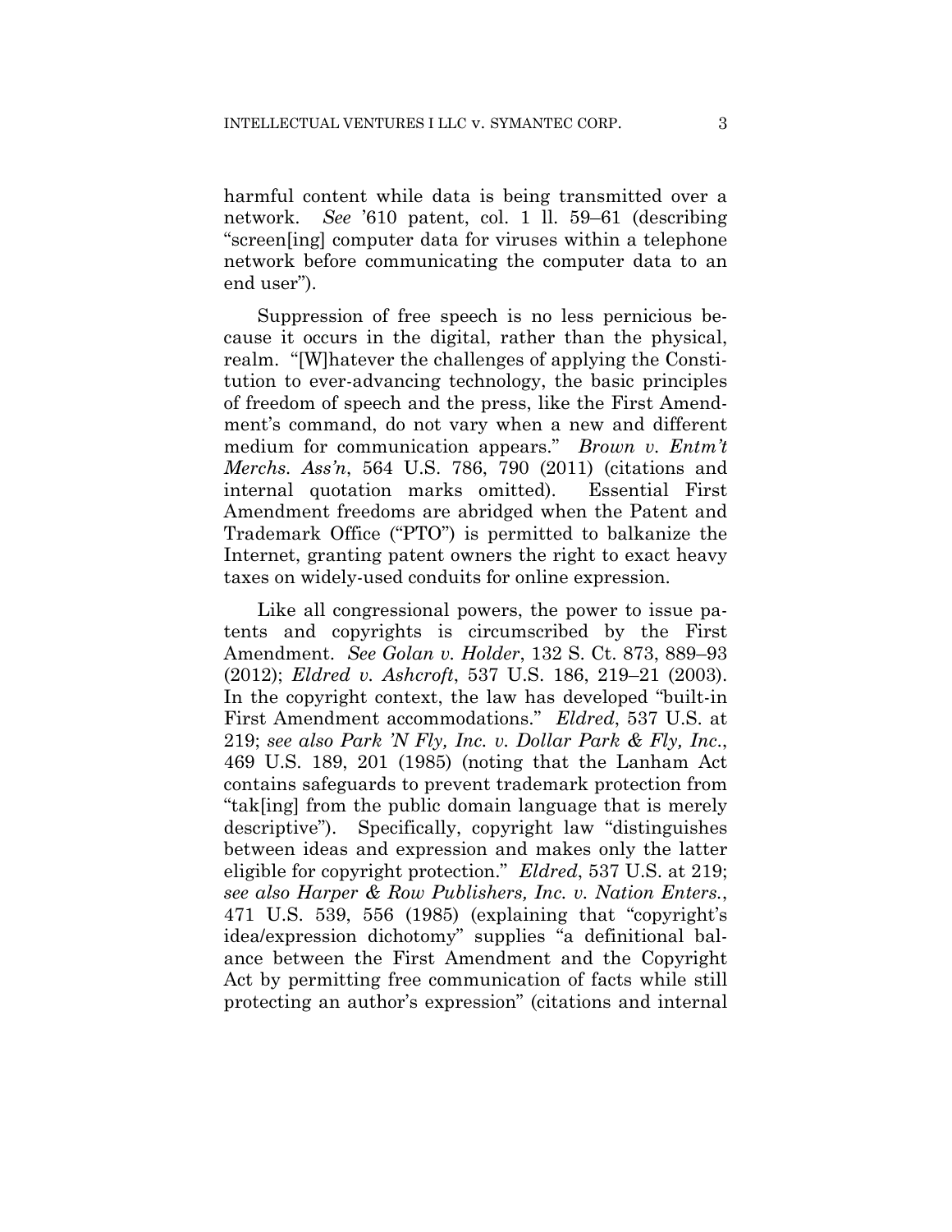harmful content while data is being transmitted over a network. *See* '610 patent, col. 1 ll. 59–61 (describing "screen[ing] computer data for viruses within a telephone network before communicating the computer data to an end user").

Suppression of free speech is no less pernicious because it occurs in the digital, rather than the physical, realm. "[W]hatever the challenges of applying the Constitution to ever-advancing technology, the basic principles of freedom of speech and the press, like the First Amendment's command, do not vary when a new and different medium for communication appears." *Brown v. Entm't Merchs. Ass'n*, 564 U.S. 786, 790 (2011) (citations and internal quotation marks omitted). Essential First Amendment freedoms are abridged when the Patent and Trademark Office ("PTO") is permitted to balkanize the Internet, granting patent owners the right to exact heavy taxes on widely-used conduits for online expression.

Like all congressional powers, the power to issue patents and copyrights is circumscribed by the First Amendment. *See Golan v. Holder*, 132 S. Ct. 873, 889–93 (2012); *Eldred v. Ashcroft*, 537 U.S. 186, 219–21 (2003). In the copyright context, the law has developed "built-in First Amendment accommodations." *Eldred*, 537 U.S. at 219; *see also Park 'N Fly, Inc. v. Dollar Park & Fly, Inc.*, 469 U.S. 189, 201 (1985) (noting that the Lanham Act contains safeguards to prevent trademark protection from "tak[ing] from the public domain language that is merely descriptive"). Specifically, copyright law "distinguishes between ideas and expression and makes only the latter eligible for copyright protection." *Eldred*, 537 U.S. at 219; *see also Harper & Row Publishers, Inc. v. Nation Enters.*, 471 U.S. 539, 556 (1985) (explaining that "copyright's idea/expression dichotomy" supplies "a definitional balance between the First Amendment and the Copyright Act by permitting free communication of facts while still protecting an author's expression" (citations and internal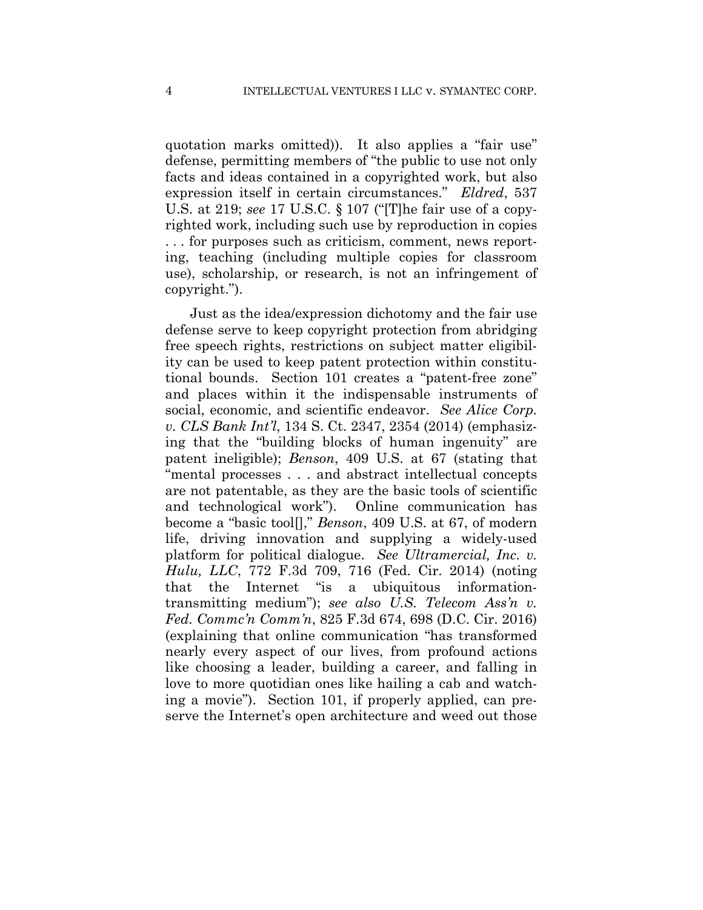quotation marks omitted)). It also applies a "fair use" defense, permitting members of "the public to use not only facts and ideas contained in a copyrighted work, but also expression itself in certain circumstances." *Eldred*, 537 U.S. at 219; *see* 17 U.S.C. § 107 ("[T]he fair use of a copyrighted work, including such use by reproduction in copies . . . for purposes such as criticism, comment, news reporting, teaching (including multiple copies for classroom use), scholarship, or research, is not an infringement of copyright.").

Just as the idea/expression dichotomy and the fair use defense serve to keep copyright protection from abridging free speech rights, restrictions on subject matter eligibility can be used to keep patent protection within constitutional bounds. Section 101 creates a "patent-free zone" and places within it the indispensable instruments of social, economic, and scientific endeavor. *See Alice Corp. v. CLS Bank Int'l*, 134 S. Ct. 2347, 2354 (2014) (emphasizing that the "building blocks of human ingenuity" are patent ineligible); *Benson*, 409 U.S. at 67 (stating that "mental processes . . . and abstract intellectual concepts are not patentable, as they are the basic tools of scientific and technological work"). Online communication has become a "basic tool[]," *Benson*, 409 U.S. at 67, of modern life, driving innovation and supplying a widely-used platform for political dialogue. *See Ultramercial, Inc. v. Hulu, LLC*, 772 F.3d 709, 716 (Fed. Cir. 2014) (noting that the Internet "is a ubiquitous information-transmitting medium"); *see also U.S. Telecom Ass'n v. Fed. Commc'n Comm'n*, 825 F.3d 674, 698 (D.C. Cir. 2016) (explaining that online communication "has transformed nearly every aspect of our lives, from profound actions like choosing a leader, building a career, and falling in love to more quotidian ones like hailing a cab and watching a movie"). Section 101, if properly applied, can preserve the Internet's open architecture and weed out those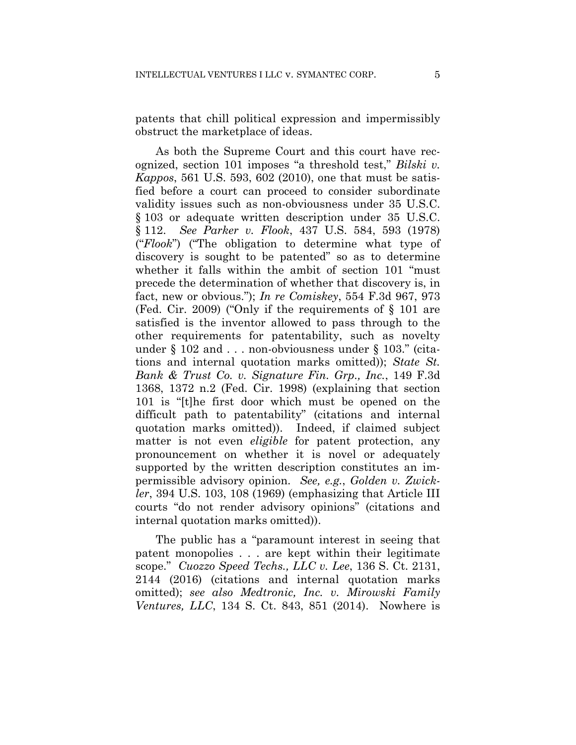patents that chill political expression and impermissibly obstruct the marketplace of ideas.

As both the Supreme Court and this court have recognized, section 101 imposes "a threshold test," *Bilski v. Kappos*, 561 U.S. 593, 602 (2010), one that must be satisfied before a court can proceed to consider subordinate validity issues such as non-obviousness under 35 U.S.C. § 103 or adequate written description under 35 U.S.C. § 112. *See Parker v. Flook*, 437 U.S. 584, 593 (1978) ("*Flook*") ("The obligation to determine what type of discovery is sought to be patented" so as to determine whether it falls within the ambit of section 101 "must precede the determination of whether that discovery is, in fact, new or obvious."); *In re Comiskey*, 554 F.3d 967, 973 (Fed. Cir. 2009) ("Only if the requirements of § 101 are satisfied is the inventor allowed to pass through to the other requirements for patentability, such as novelty under § 102 and . . . non-obviousness under § 103." (citations and internal quotation marks omitted)); *State St. Bank & Trust Co. v. Signature Fin. Grp., Inc.*, 149 F.3d 1368, 1372 n.2 (Fed. Cir. 1998) (explaining that section 101 is "[t]he first door which must be opened on the difficult path to patentability" (citations and internal quotation marks omitted)). Indeed, if claimed subject matter is not even *eligible* for patent protection, any pronouncement on whether it is novel or adequately supported by the written description constitutes an impermissible advisory opinion. *See, e.g.*, *Golden v. Zwickler*, 394 U.S. 103, 108 (1969) (emphasizing that Article III courts "do not render advisory opinions" (citations and internal quotation marks omitted)).

The public has a "paramount interest in seeing that patent monopolies . . . are kept within their legitimate scope." *Cuozzo Speed Techs., LLC v. Lee*, 136 S. Ct. 2131, 2144 (2016) (citations and internal quotation marks omitted); *see also Medtronic, Inc. v. Mirowski Family Ventures, LLC*, 134 S. Ct. 843, 851 (2014). Nowhere is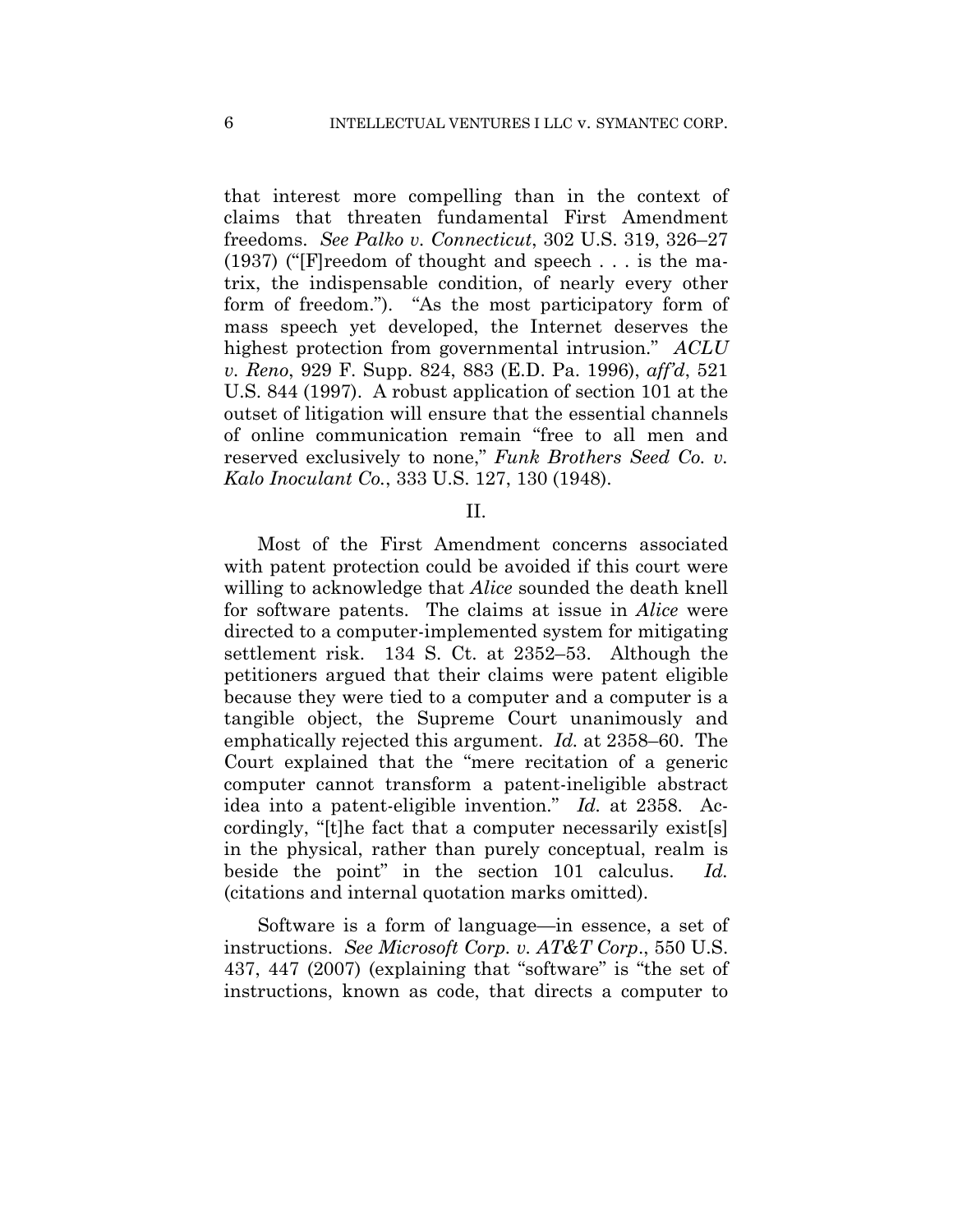that interest more compelling than in the context of claims that threaten fundamental First Amendment freedoms. *See Palko v. Connecticut*, 302 U.S. 319, 326–27 (1937) ("[F]reedom of thought and speech . . . is the matrix, the indispensable condition, of nearly every other form of freedom."). "As the most participatory form of mass speech yet developed, the Internet deserves the highest protection from governmental intrusion." *ACLU v. Reno*, 929 F. Supp. 824, 883 (E.D. Pa. 1996), *aff'd*, 521 U.S. 844 (1997). A robust application of section 101 at the outset of litigation will ensure that the essential channels of online communication remain "free to all men and reserved exclusively to none," *Funk Brothers Seed Co. v. Kalo Inoculant Co.*, 333 U.S. 127, 130 (1948).

II.

Most of the First Amendment concerns associated with patent protection could be avoided if this court were willing to acknowledge that *Alice* sounded the death knell for software patents. The claims at issue in *Alice* were directed to a computer-implemented system for mitigating settlement risk. 134 S. Ct. at 2352–53. Although the petitioners argued that their claims were patent eligible because they were tied to a computer and a computer is a tangible object, the Supreme Court unanimously and emphatically rejected this argument. *Id.* at 2358–60. The Court explained that the "mere recitation of a generic computer cannot transform a patent-ineligible abstract idea into a patent-eligible invention." *Id.* at 2358. Accordingly, "[t]he fact that a computer necessarily exist[s] in the physical, rather than purely conceptual, realm is beside the point" in the section 101 calculus. *Id.* (citations and internal quotation marks omitted).

Software is a form of language—in essence, a set of instructions. *See Microsoft Corp. v. AT&T Corp*., 550 U.S. 437, 447 (2007) (explaining that "software" is "the set of instructions, known as code, that directs a computer to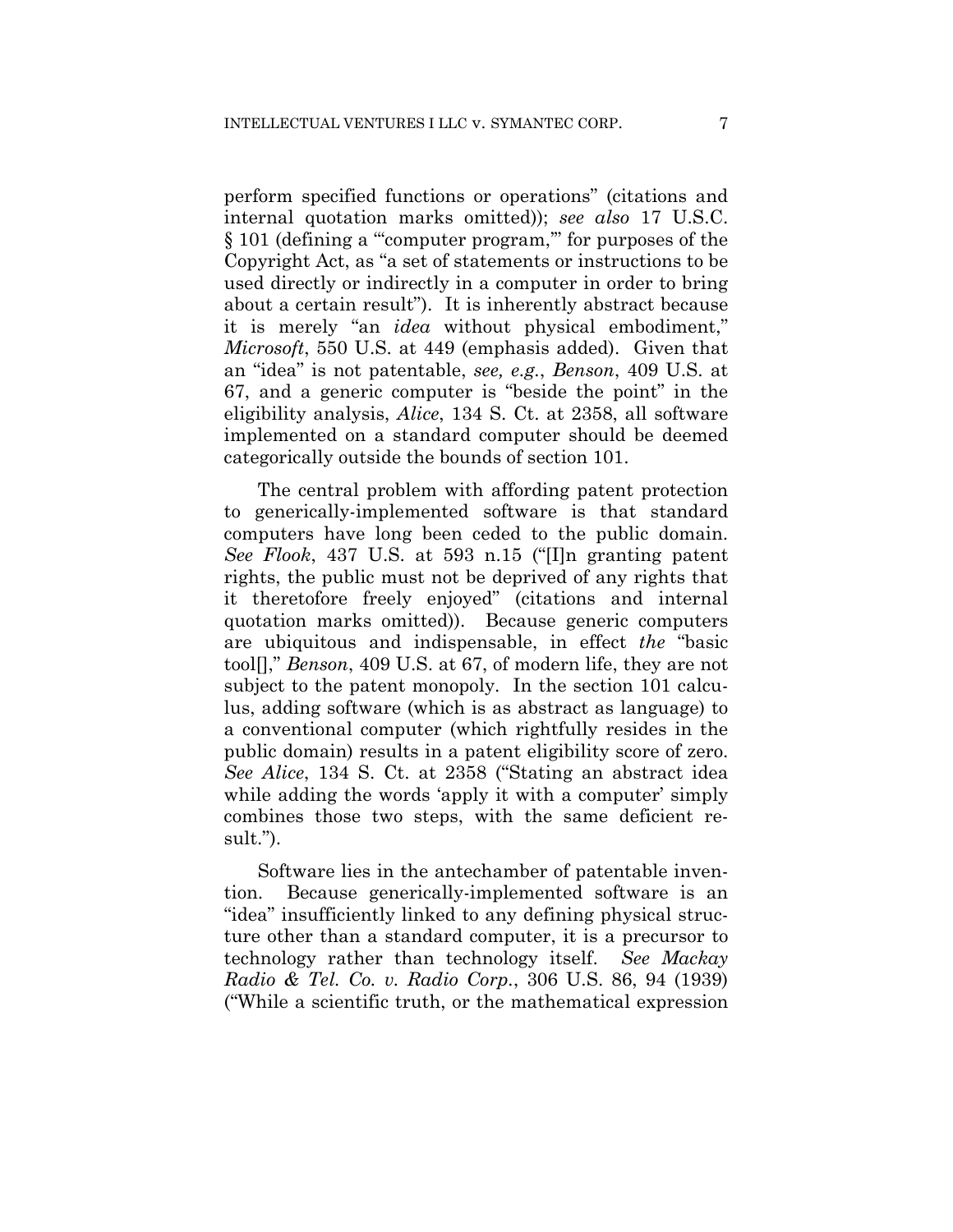perform specified functions or operations" (citations and internal quotation marks omitted)); *see also* 17 U.S.C. § 101 (defining a "'computer program,'" for purposes of the Copyright Act, as "a set of statements or instructions to be used directly or indirectly in a computer in order to bring about a certain result"). It is inherently abstract because it is merely "an *idea* without physical embodiment," *Microsoft*, 550 U.S. at 449 (emphasis added). Given that an "idea" is not patentable, *see, e.g.*, *Benson*, 409 U.S. at 67, and a generic computer is "beside the point" in the eligibility analysis, *Alice*, 134 S. Ct. at 2358, all software implemented on a standard computer should be deemed categorically outside the bounds of section 101.

The central problem with affording patent protection to generically-implemented software is that standard computers have long been ceded to the public domain. *See Flook*, 437 U.S. at 593 n.15 ("[I]n granting patent rights, the public must not be deprived of any rights that it theretofore freely enjoyed" (citations and internal quotation marks omitted)). Because generic computers are ubiquitous and indispensable, in effect *the* "basic tool[]," *Benson*, 409 U.S. at 67, of modern life, they are not subject to the patent monopoly. In the section 101 calculus, adding software (which is as abstract as language) to a conventional computer (which rightfully resides in the public domain) results in a patent eligibility score of zero. *See Alice*, 134 S. Ct. at 2358 ("Stating an abstract idea while adding the words 'apply it with a computer' simply combines those two steps, with the same deficient result.").

Software lies in the antechamber of patentable invention. Because generically-implemented software is an "idea" insufficiently linked to any defining physical structure other than a standard computer, it is a precursor to technology rather than technology itself. *See Mackay Radio & Tel. Co. v. Radio Corp.*, 306 U.S. 86, 94 (1939) ("While a scientific truth, or the mathematical expression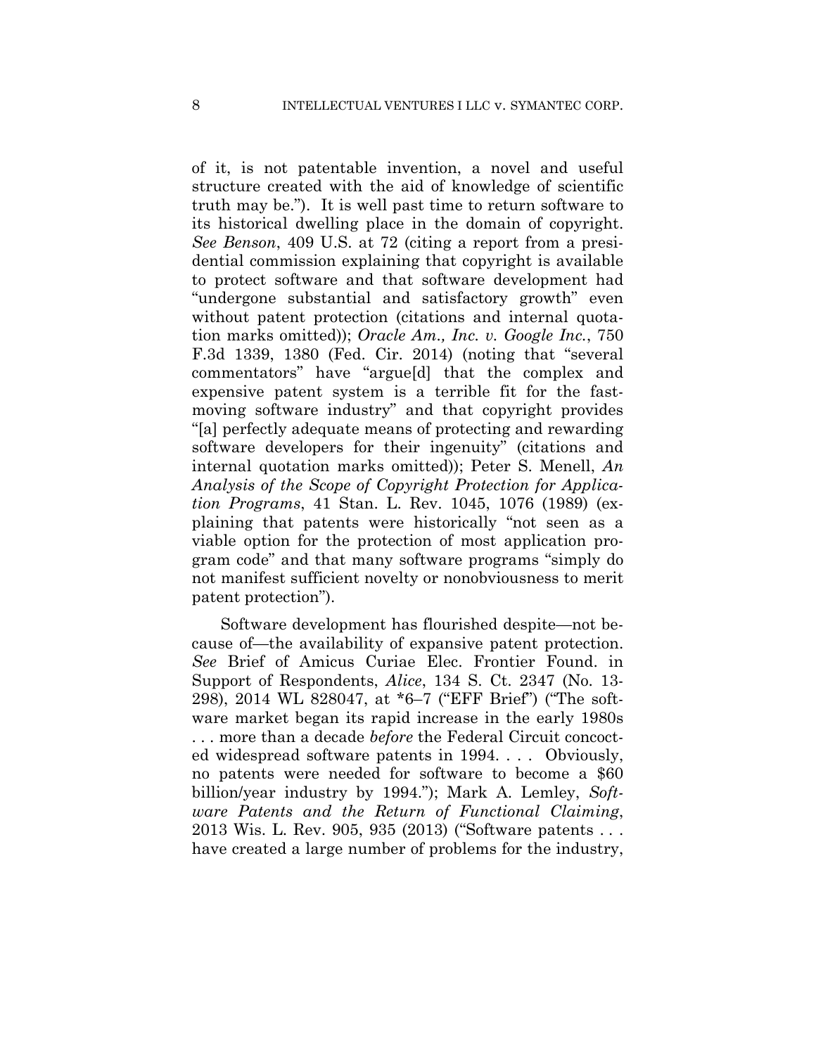of it, is not patentable invention, a novel and useful structure created with the aid of knowledge of scientific truth may be."). It is well past time to return software to its historical dwelling place in the domain of copyright. *See Benson*, 409 U.S. at 72 (citing a report from a presidential commission explaining that copyright is available to protect software and that software development had "undergone substantial and satisfactory growth" even without patent protection (citations and internal quotation marks omitted)); *Oracle Am., Inc. v. Google Inc.*, 750 F.3d 1339, 1380 (Fed. Cir. 2014) (noting that "several commentators" have "argue[d] that the complex and expensive patent system is a terrible fit for the fast-moving software industry" and that copyright provides "[a] perfectly adequate means of protecting and rewarding software developers for their ingenuity" (citations and internal quotation marks omitted)); Peter S. Menell, *An Analysis of the Scope of Copyright Protection for Application Programs*, 41 Stan. L. Rev. 1045, 1076 (1989) (explaining that patents were historically "not seen as a viable option for the protection of most application program code" and that many software programs "simply do not manifest sufficient novelty or nonobviousness to merit patent protection").

Software development has flourished despite—not because of—the availability of expansive patent protection. *See* Brief of Amicus Curiae Elec. Frontier Found. in Support of Respondents, *Alice*, 134 S. Ct. 2347 (No. 13-298), 2014 WL 828047, at *6–7 ("EFF Brief") ("The software market began its rapid increase in the early 1980s . . . more than a decade *before* the Federal Circuit concocted widespread software patents in 1994. . . . Obviously, no patents were needed for software to become a $60 billion/year industry by 1994."); Mark A. Lemley, *Software Patents and the Return of Functional Claiming*, 2013 Wis. L. Rev. 905, 935 (2013) ("Software patents . . . have created a large number of problems for the industry,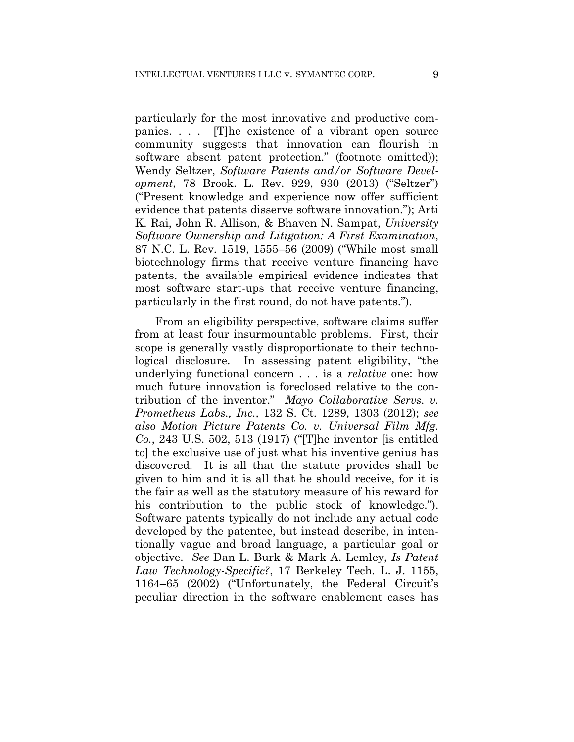particularly for the most innovative and productive companies. . . . [T]he existence of a vibrant open source community suggests that innovation can flourish in software absent patent protection." (footnote omitted)); Wendy Seltzer, *Software Patents and/or Software Development*, 78 Brook. L. Rev. 929, 930 (2013) ("Seltzer") ("Present knowledge and experience now offer sufficient evidence that patents disserve software innovation."); Arti K. Rai, John R. Allison, & Bhaven N. Sampat, *University Software Ownership and Litigation: A First Examination*, 87 N.C. L. Rev. 1519, 1555–56 (2009) ("While most small biotechnology firms that receive venture financing have patents, the available empirical evidence indicates that most software start-ups that receive venture financing, particularly in the first round, do not have patents.").

From an eligibility perspective, software claims suffer from at least four insurmountable problems. First, their scope is generally vastly disproportionate to their technological disclosure. In assessing patent eligibility, "the underlying functional concern . . . is a *relative* one: how much future innovation is foreclosed relative to the contribution of the inventor." *Mayo Collaborative Servs. v. Prometheus Labs., Inc.*, 132 S. Ct. 1289, 1303 (2012); *see also Motion Picture Patents Co. v. Universal Film Mfg. Co.*, 243 U.S. 502, 513 (1917) ("[T]he inventor [is entitled to] the exclusive use of just what his inventive genius has discovered. It is all that the statute provides shall be given to him and it is all that he should receive, for it is the fair as well as the statutory measure of his reward for his contribution to the public stock of knowledge."). Software patents typically do not include any actual code developed by the patentee, but instead describe, in intentionally vague and broad language, a particular goal or objective. *See* Dan L. Burk & Mark A. Lemley, *Is Patent Law Technology-Specific?*, 17 Berkeley Tech. L. J. 1155, 1164–65 (2002) ("Unfortunately, the Federal Circuit's peculiar direction in the software enablement cases has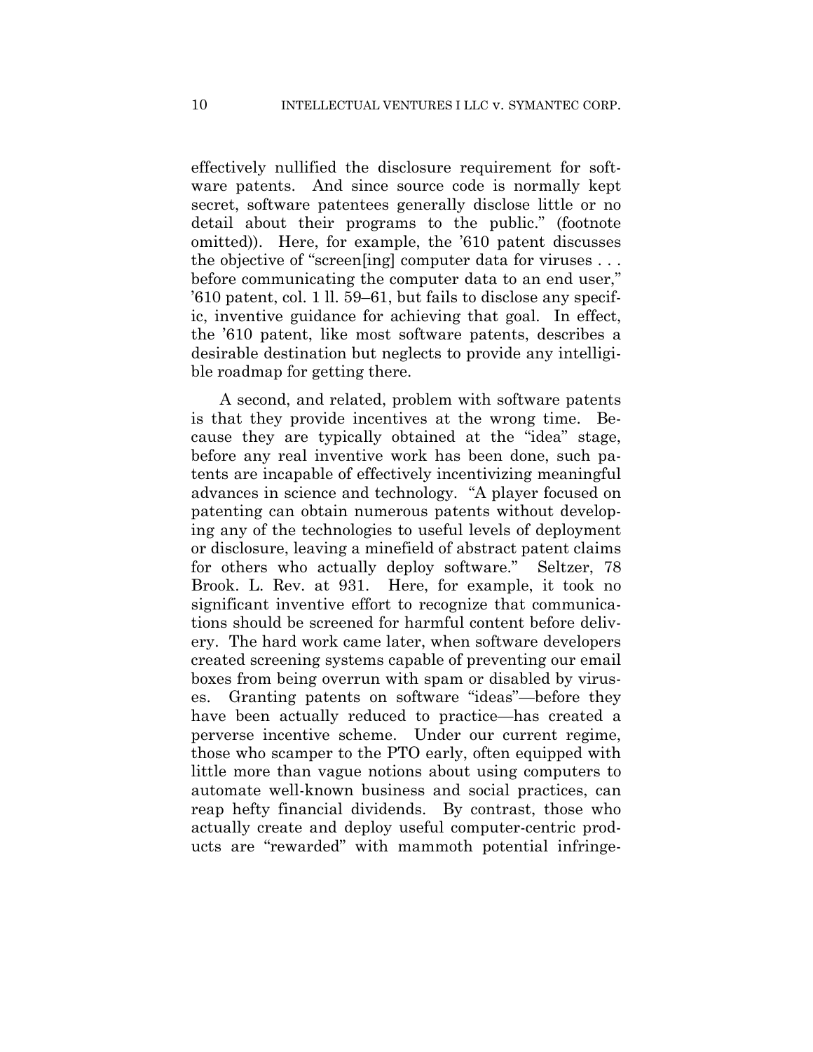effectively nullified the disclosure requirement for software patents. And since source code is normally kept secret, software patentees generally disclose little or no detail about their programs to the public." (footnote omitted)). Here, for example, the '610 patent discusses the objective of "screen[ing] computer data for viruses . . . before communicating the computer data to an end user," '610 patent, col. 1 ll. 59–61, but fails to disclose any specific, inventive guidance for achieving that goal. In effect, the '610 patent, like most software patents, describes a desirable destination but neglects to provide any intelligible roadmap for getting there.

A second, and related, problem with software patents is that they provide incentives at the wrong time. Because they are typically obtained at the "idea" stage, before any real inventive work has been done, such patents are incapable of effectively incentivizing meaningful advances in science and technology. "A player focused on patenting can obtain numerous patents without developing any of the technologies to useful levels of deployment or disclosure, leaving a minefield of abstract patent claims for others who actually deploy software." Seltzer, 78 Brook. L. Rev. at 931. Here, for example, it took no significant inventive effort to recognize that communications should be screened for harmful content before delivery. The hard work came later, when software developers created screening systems capable of preventing our email boxes from being overrun with spam or disabled by viruses. Granting patents on software "ideas"—before they have been actually reduced to practice—has created a perverse incentive scheme. Under our current regime, those who scamper to the PTO early, often equipped with little more than vague notions about using computers to automate well-known business and social practices, can reap hefty financial dividends. By contrast, those who actually create and deploy useful computer-centric products are "rewarded" with mammoth potential infringe-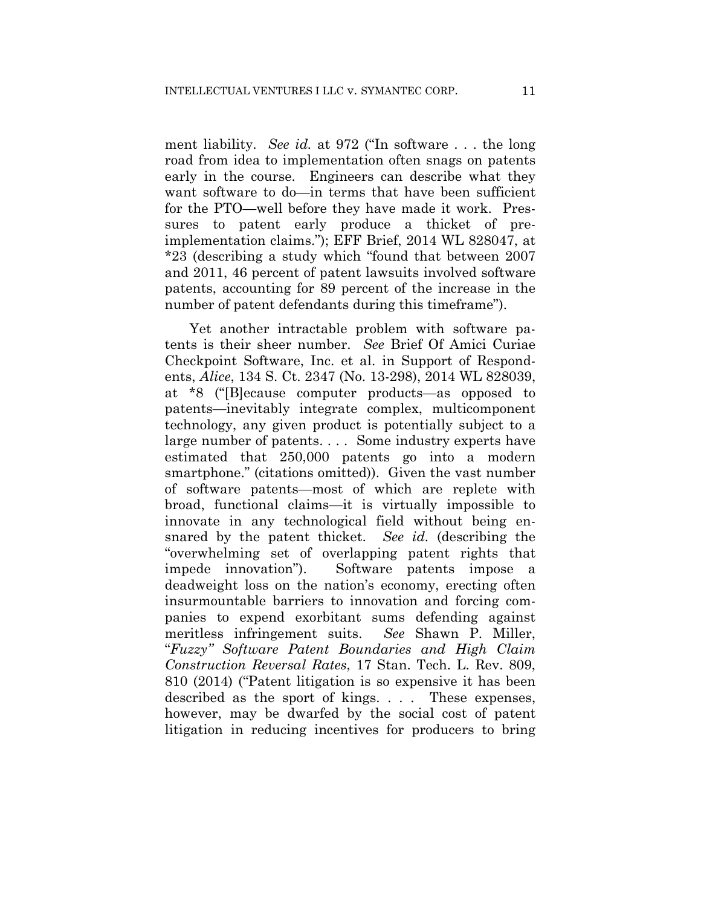ment liability. *See id.* at 972 ("In software . . . the long road from idea to implementation often snags on patents early in the course. Engineers can describe what they want software to do—in terms that have been sufficient for the PTO—well before they have made it work. Pressures to patent early produce a thicket of pre-implementation claims."); EFF Brief, 2014 WL 828047, at *23 (describing a study which "found that between 2007 and 2011, 46 percent of patent lawsuits involved software patents, accounting for 89 percent of the increase in the number of patent defendants during this timeframe").

Yet another intractable problem with software patents is their sheer number. *See* Brief Of Amici Curiae Checkpoint Software, Inc. et al. in Support of Respondents, *Alice*, 134 S. Ct. 2347 (No. 13-298), 2014 WL 828039, at *8 ("[B]ecause computer products—as opposed to patents—inevitably integrate complex, multicomponent technology, any given product is potentially subject to a large number of patents. . . . Some industry experts have estimated that 250,000 patents go into a modern smartphone." (citations omitted)). Given the vast number of software patents—most of which are replete with broad, functional claims—it is virtually impossible to innovate in any technological field without being ensnared by the patent thicket. *See id.* (describing the "overwhelming set of overlapping patent rights that impede innovation"). Software patents impose a deadweight loss on the nation's economy, erecting often insurmountable barriers to innovation and forcing companies to expend exorbitant sums defending against meritless infringement suits. *See* Shawn P. Miller, "*Fuzzy" Software Patent Boundaries and High Claim Construction Reversal Rates*, 17 Stan. Tech. L. Rev. 809, 810 (2014) ("Patent litigation is so expensive it has been described as the sport of kings. . . . These expenses, however, may be dwarfed by the social cost of patent litigation in reducing incentives for producers to bring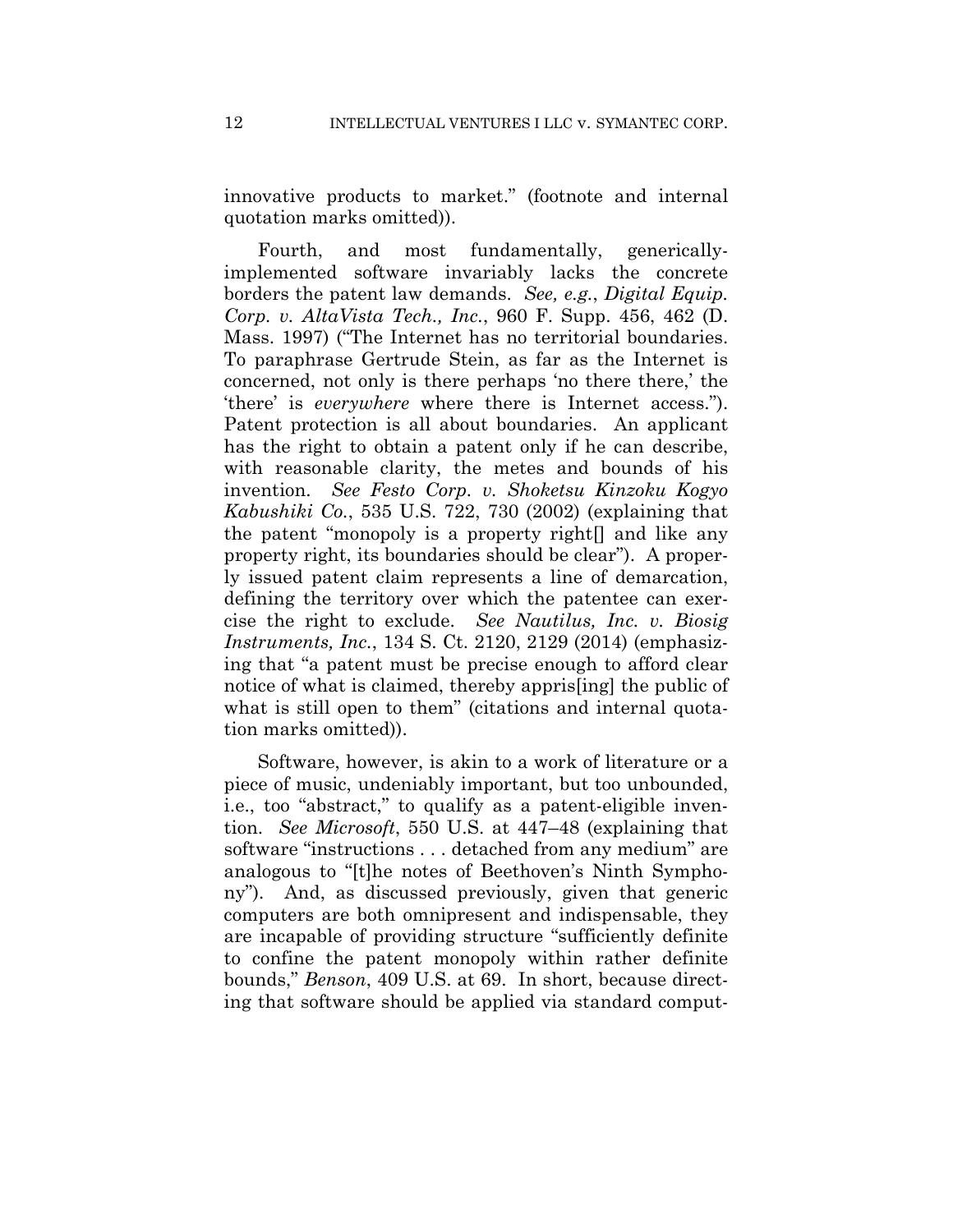innovative products to market." (footnote and internal quotation marks omitted)).

Fourth, and most fundamentally, generically-implemented software invariably lacks the concrete borders the patent law demands. *See, e.g.*, *Digital Equip. Corp. v. AltaVista Tech., Inc.*, 960 F. Supp. 456, 462 (D. Mass. 1997) ("The Internet has no territorial boundaries. To paraphrase Gertrude Stein, as far as the Internet is concerned, not only is there perhaps 'no there there,' the 'there' is *everywhere* where there is Internet access."). Patent protection is all about boundaries. An applicant has the right to obtain a patent only if he can describe, with reasonable clarity, the metes and bounds of his invention. *See Festo Corp. v. Shoketsu Kinzoku Kogyo Kabushiki Co.*, 535 U.S. 722, 730 (2002) (explaining that the patent "monopoly is a property right[] and like any property right, its boundaries should be clear"). A properly issued patent claim represents a line of demarcation, defining the territory over which the patentee can exercise the right to exclude. *See Nautilus, Inc. v. Biosig Instruments, Inc.*, 134 S. Ct. 2120, 2129 (2014) (emphasizing that "a patent must be precise enough to afford clear notice of what is claimed, thereby appris[ing] the public of what is still open to them" (citations and internal quotation marks omitted)).

Software, however, is akin to a work of literature or a piece of music, undeniably important, but too unbounded, i.e., too "abstract," to qualify as a patent-eligible invention. *See Microsoft*, 550 U.S. at 447–48 (explaining that software "instructions . . . detached from any medium" are analogous to "[t]he notes of Beethoven's Ninth Symphony"). And, as discussed previously, given that generic computers are both omnipresent and indispensable, they are incapable of providing structure "sufficiently definite to confine the patent monopoly within rather definite bounds," *Benson*, 409 U.S. at 69. In short, because directing that software should be applied via standard comput-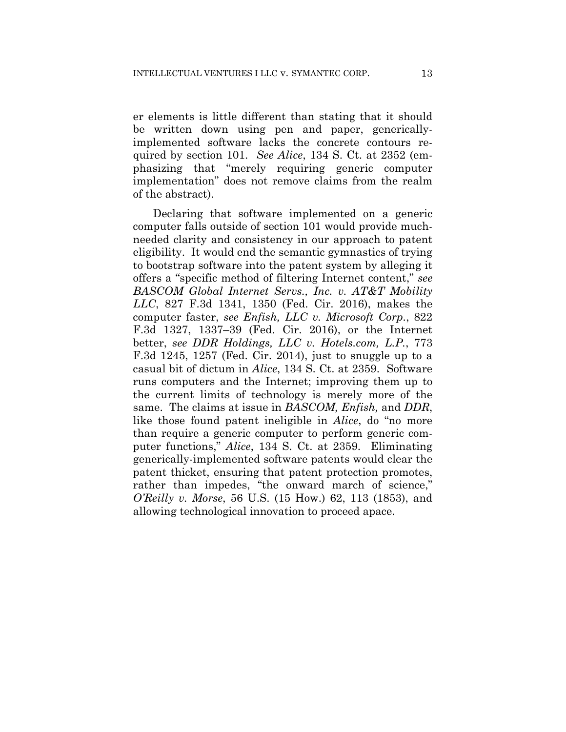er elements is little different than stating that it should be written down using pen and paper, generically-implemented software lacks the concrete contours required by section 101. *See Alice*, 134 S. Ct. at 2352 (emphasizing that "merely requiring generic computer implementation" does not remove claims from the realm of the abstract).

Declaring that software implemented on a generic computer falls outside of section 101 would provide much-needed clarity and consistency in our approach to patent eligibility. It would end the semantic gymnastics of trying to bootstrap software into the patent system by alleging it offers a "specific method of filtering Internet content," *see BASCOM Global Internet Servs., Inc. v. AT&T Mobility LLC*, 827 F.3d 1341, 1350 (Fed. Cir. 2016), makes the computer faster, *see Enfish, LLC v. Microsoft Corp.*, 822 F.3d 1327, 1337–39 (Fed. Cir. 2016), or the Internet better, *see DDR Holdings, LLC v. Hotels.com, L.P.*, 773 F.3d 1245, 1257 (Fed. Cir. 2014), just to snuggle up to a casual bit of dictum in *Alice*, 134 S. Ct. at 2359. Software runs computers and the Internet; improving them up to the current limits of technology is merely more of the same. The claims at issue in *BASCOM, Enfish,* and *DDR*, like those found patent ineligible in *Alice*, do "no more than require a generic computer to perform generic computer functions," *Alice*, 134 S. Ct. at 2359. Eliminating generically-implemented software patents would clear the patent thicket, ensuring that patent protection promotes, rather than impedes, "the onward march of science," *O'Reilly v. Morse*, 56 U.S. (15 How.) 62, 113 (1853), and allowing technological innovation to proceed apace.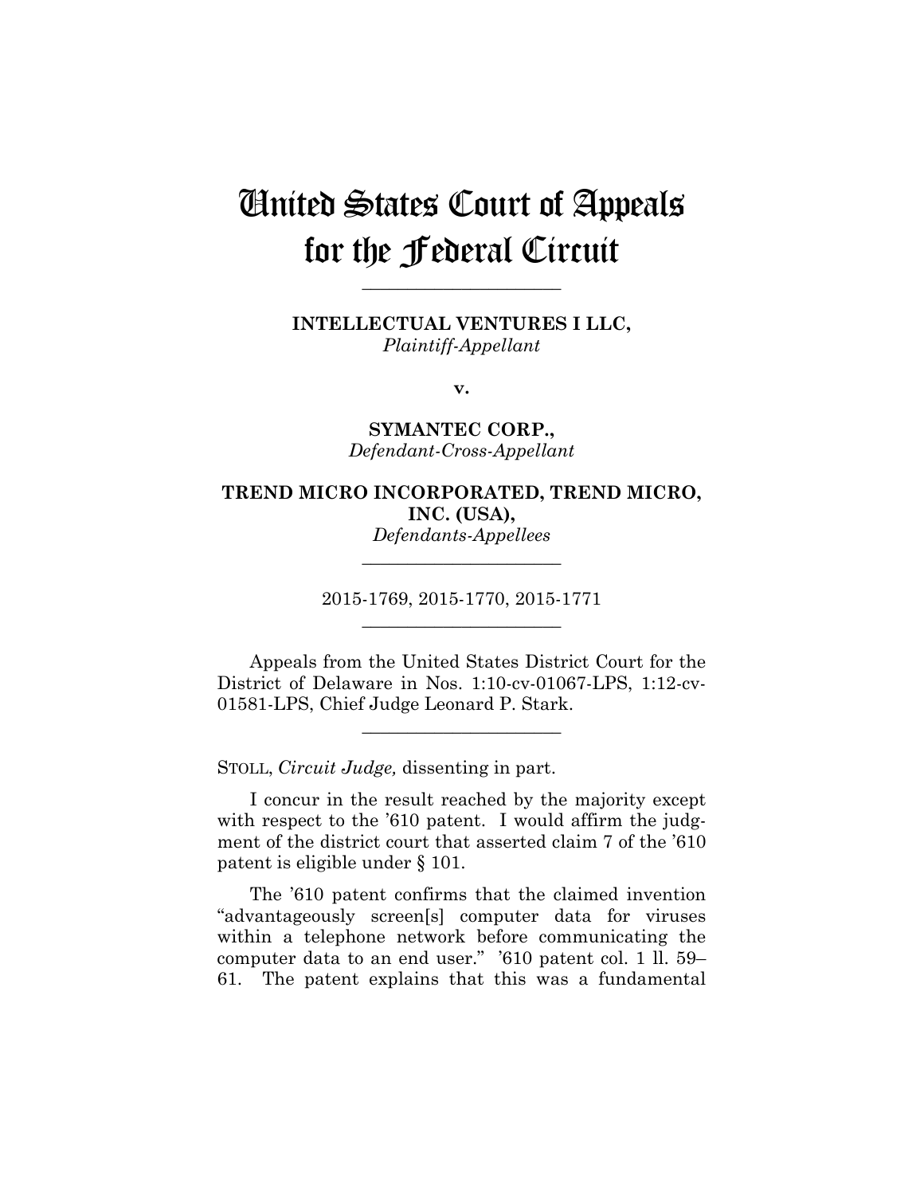# United States Court of Appeals for the Federal Circuit

______________________

**INTELLECTUAL VENTURES I LLC,**
*Plaintiff-Appellant*

**v.**

**SYMANTEC CORP.,**
*Defendant-Cross-Appellant*

**TREND MICRO INCORPORATED, TREND MICRO, INC. (USA),**
*Defendants-Appellees*

______________________

2015-1769, 2015-1770, 2015-1771

______________________

Appeals from the United States District Court for the District of Delaware in Nos. 1:10-cv-01067-LPS, 1:12-cv-01581-LPS, Chief Judge Leonard P. Stark.

______________________

STOLL, *Circuit Judge,* dissenting in part.

I concur in the result reached by the majority except with respect to the '610 patent. I would affirm the judgment of the district court that asserted claim 7 of the '610 patent is eligible under § 101.

The '610 patent confirms that the claimed invention "advantageously screen[s] computer data for viruses within a telephone network before communicating the computer data to an end user." '610 patent col. 1 ll. 59–61. The patent explains that this was a fundamental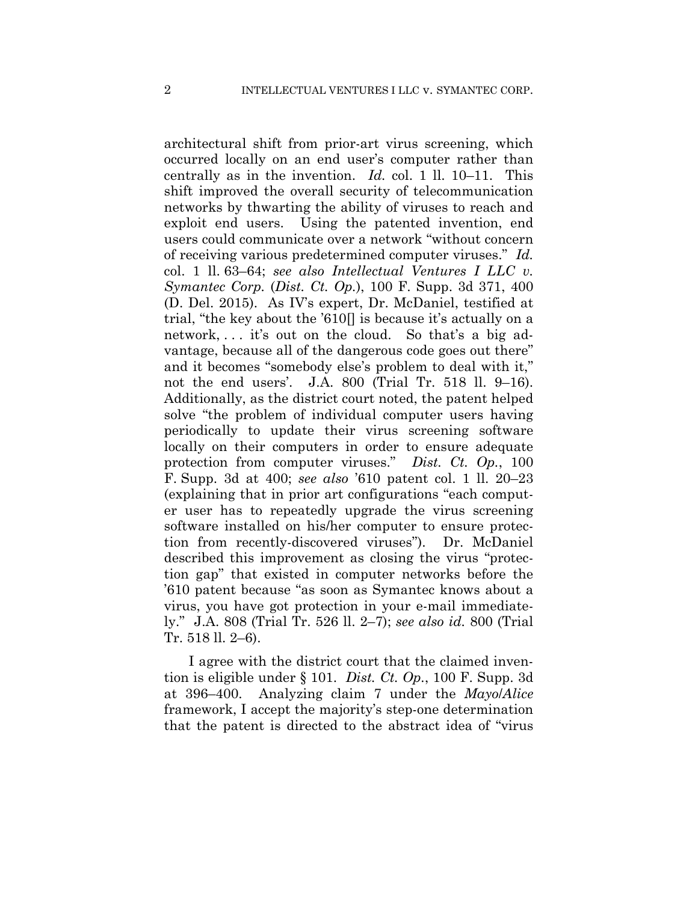architectural shift from prior-art virus screening, which occurred locally on an end user's computer rather than centrally as in the invention. *Id.* col. 1 ll. 10–11. This shift improved the overall security of telecommunication networks by thwarting the ability of viruses to reach and exploit end users. Using the patented invention, end users could communicate over a network "without concern of receiving various predetermined computer viruses." *Id.* col. 1 ll. 63–64; *see also Intellectual Ventures I LLC v. Symantec Corp.* (*Dist. Ct. Op.*), 100 F. Supp. 3d 371, 400 (D. Del. 2015). As IV's expert, Dr. McDaniel, testified at trial, "the key about the '610[] is because it's actually on a network, . . . it's out on the cloud. So that's a big advantage, because all of the dangerous code goes out there" and it becomes "somebody else's problem to deal with it," not the end users'. J.A. 800 (Trial Tr. 518 ll. 9–16). Additionally, as the district court noted, the patent helped solve "the problem of individual computer users having periodically to update their virus screening software locally on their computers in order to ensure adequate protection from computer viruses." *Dist. Ct. Op.*, 100 F. Supp. 3d at 400; *see also* '610 patent col. 1 ll. 20–23 (explaining that in prior art configurations "each computer user has to repeatedly upgrade the virus screening software installed on his/her computer to ensure protection from recently-discovered viruses"). Dr. McDaniel described this improvement as closing the virus "protection gap" that existed in computer networks before the '610 patent because "as soon as Symantec knows about a virus, you have got protection in your e-mail immediately." J.A. 808 (Trial Tr. 526 ll. 2–7); *see also id.* 800 (Trial Tr. 518 ll. 2–6).

I agree with the district court that the claimed invention is eligible under § 101. *Dist. Ct. Op.*, 100 F. Supp. 3d at 396–400. Analyzing claim 7 under the *Mayo*/*Alice* framework, I accept the majority's step-one determination that the patent is directed to the abstract idea of "virus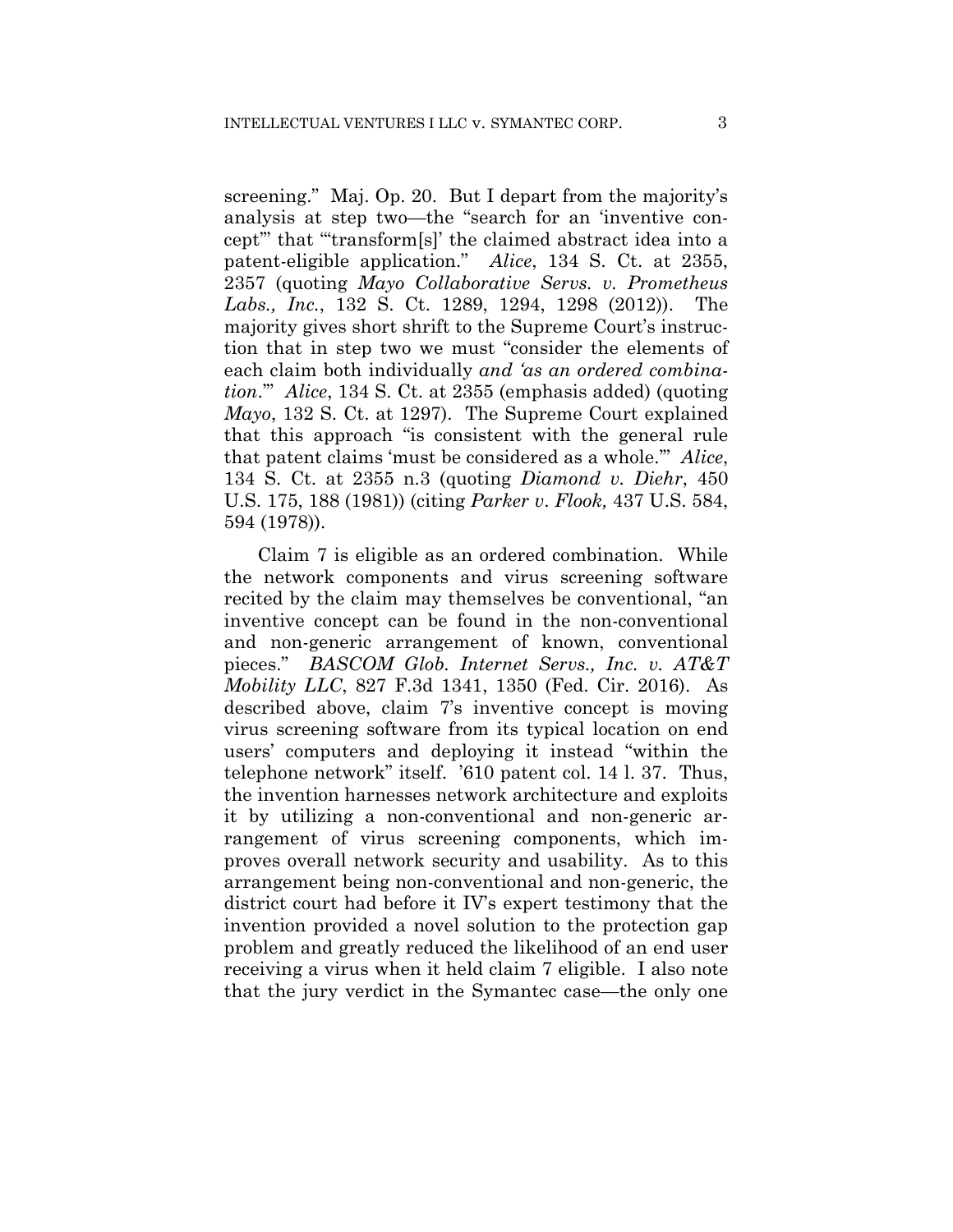screening." Maj. Op. 20. But I depart from the majority's analysis at step two—the "search for an 'inventive concept'" that "'transform[s]' the claimed abstract idea into a patent-eligible application." *Alice*, 134 S. Ct. at 2355, 2357 (quoting *Mayo Collaborative Servs. v. Prometheus Labs., Inc.*, 132 S. Ct. 1289, 1294, 1298 (2012)). The majority gives short shrift to the Supreme Court's instruction that in step two we must "consider the elements of each claim both individually *and 'as an ordered combination*.'" *Alice*, 134 S. Ct. at 2355 (emphasis added) (quoting *Mayo*, 132 S. Ct. at 1297). The Supreme Court explained that this approach "is consistent with the general rule that patent claims 'must be considered as a whole.'" *Alice*, 134 S. Ct. at 2355 n.3 (quoting *Diamond v. Diehr*, 450 U.S. 175, 188 (1981)) (citing *Parker v. Flook,* 437 U.S. 584, 594 (1978)).

Claim 7 is eligible as an ordered combination. While the network components and virus screening software recited by the claim may themselves be conventional, "an inventive concept can be found in the non-conventional and non-generic arrangement of known, conventional pieces." *BASCOM Glob. Internet Servs., Inc. v. AT&T Mobility LLC*, 827 F.3d 1341, 1350 (Fed. Cir. 2016). As described above, claim 7's inventive concept is moving virus screening software from its typical location on end users' computers and deploying it instead "within the telephone network" itself. '610 patent col. 14 l. 37. Thus, the invention harnesses network architecture and exploits it by utilizing a non-conventional and non-generic arrangement of virus screening components, which improves overall network security and usability. As to this arrangement being non-conventional and non-generic, the district court had before it IV's expert testimony that the invention provided a novel solution to the protection gap problem and greatly reduced the likelihood of an end user receiving a virus when it held claim 7 eligible. I also note that the jury verdict in the Symantec case—the only one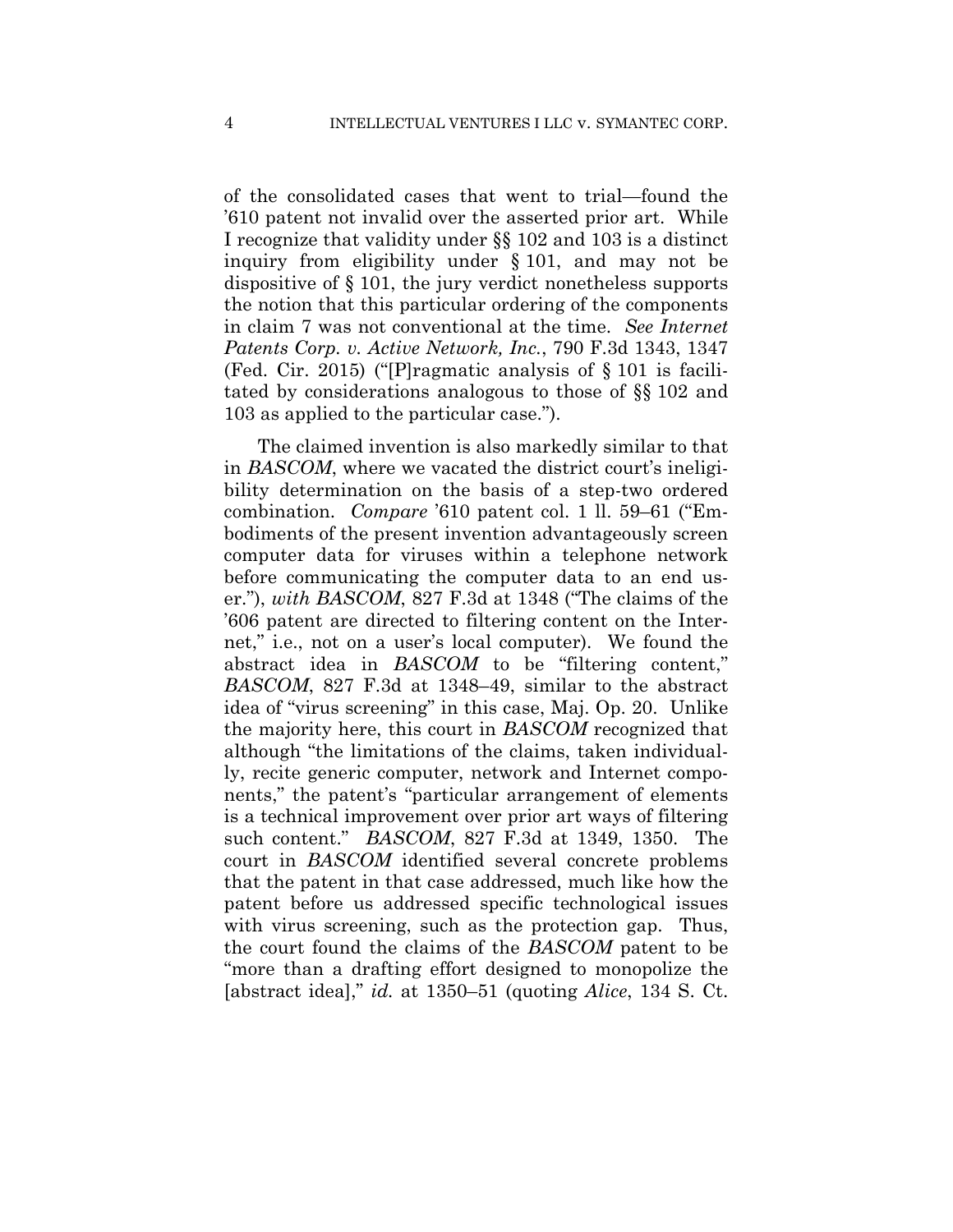of the consolidated cases that went to trial—found the '610 patent not invalid over the asserted prior art. While I recognize that validity under §§ 102 and 103 is a distinct inquiry from eligibility under § 101, and may not be dispositive of § 101, the jury verdict nonetheless supports the notion that this particular ordering of the components in claim 7 was not conventional at the time. *See Internet Patents Corp. v. Active Network, Inc.*, 790 F.3d 1343, 1347 (Fed. Cir. 2015) ("[P]ragmatic analysis of § 101 is facilitated by considerations analogous to those of §§ 102 and 103 as applied to the particular case.").

The claimed invention is also markedly similar to that in *BASCOM*, where we vacated the district court's ineligibility determination on the basis of a step-two ordered combination. *Compare* '610 patent col. 1 ll. 59–61 ("Embodiments of the present invention advantageously screen computer data for viruses within a telephone network before communicating the computer data to an end user."), *with BASCOM*, 827 F.3d at 1348 ("The claims of the '606 patent are directed to filtering content on the Internet," i.e., not on a user's local computer). We found the abstract idea in *BASCOM* to be "filtering content," *BASCOM*, 827 F.3d at 1348–49, similar to the abstract idea of "virus screening" in this case, Maj. Op. 20. Unlike the majority here, this court in *BASCOM* recognized that although "the limitations of the claims, taken individually, recite generic computer, network and Internet components," the patent's "particular arrangement of elements is a technical improvement over prior art ways of filtering such content." *BASCOM*, 827 F.3d at 1349, 1350. The court in *BASCOM* identified several concrete problems that the patent in that case addressed, much like how the patent before us addressed specific technological issues with virus screening, such as the protection gap. Thus, the court found the claims of the *BASCOM* patent to be "more than a drafting effort designed to monopolize the [abstract idea]," *id.* at 1350–51 (quoting *Alice*, 134 S. Ct.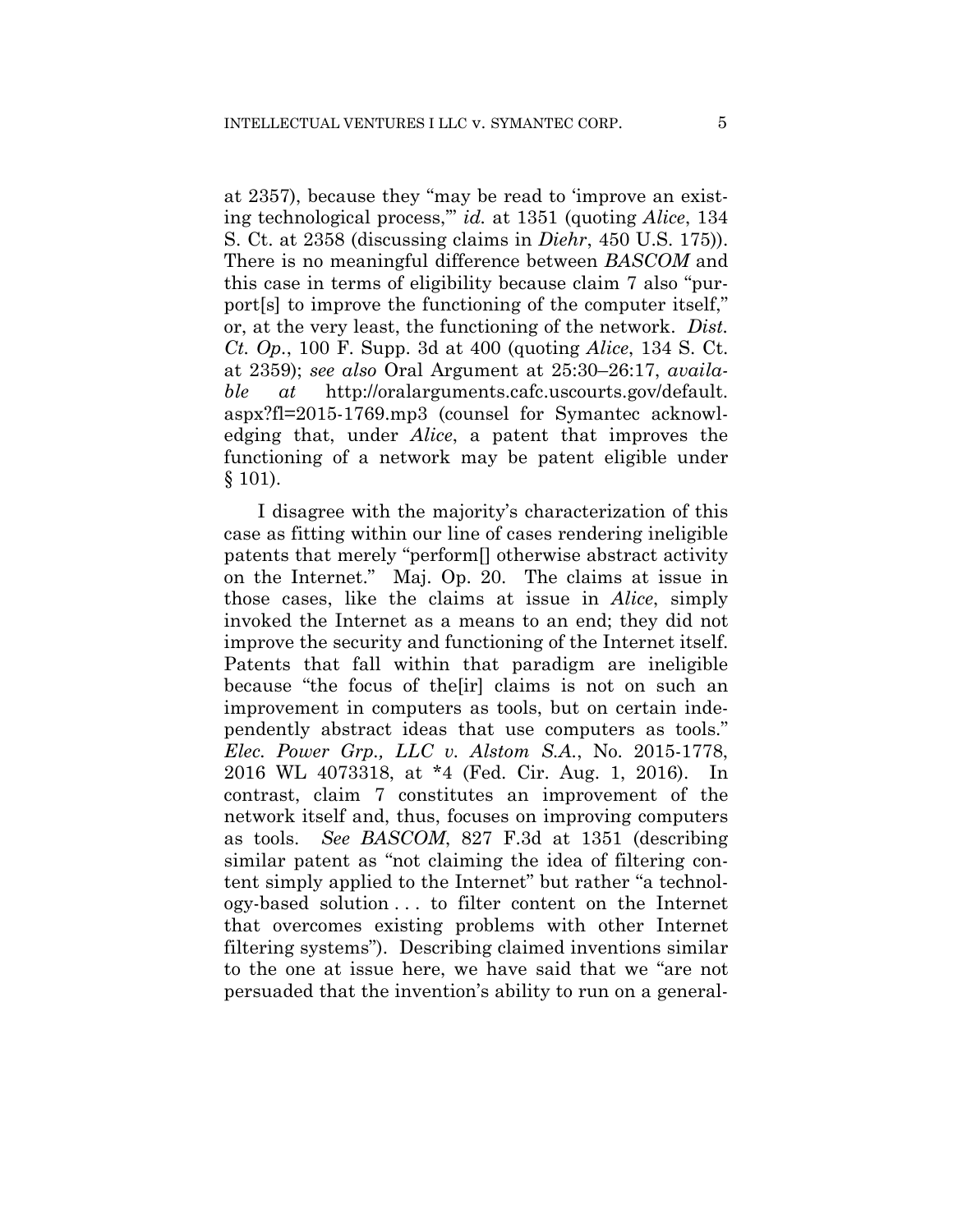at 2357), because they "may be read to 'improve an existing technological process,'" *id.* at 1351 (quoting *Alice*, 134 S. Ct. at 2358 (discussing claims in *Diehr*, 450 U.S. 175)). There is no meaningful difference between *BASCOM* and this case in terms of eligibility because claim 7 also "purport[s] to improve the functioning of the computer itself," or, at the very least, the functioning of the network. *Dist. Ct. Op.*, 100 F. Supp. 3d at 400 (quoting *Alice*, 134 S. Ct. at 2359); *see also* Oral Argument at 25:30–26:17, *available at* http://oralarguments.cafc.uscourts.gov/default.aspx?fl=2015-1769.mp3 (counsel for Symantec acknowledging that, under *Alice*, a patent that improves the functioning of a network may be patent eligible under § 101).

I disagree with the majority's characterization of this case as fitting within our line of cases rendering ineligible patents that merely "perform[] otherwise abstract activity on the Internet." Maj. Op. 20. The claims at issue in those cases, like the claims at issue in *Alice*, simply invoked the Internet as a means to an end; they did not improve the security and functioning of the Internet itself. Patents that fall within that paradigm are ineligible because "the focus of the[ir] claims is not on such an improvement in computers as tools, but on certain independently abstract ideas that use computers as tools." *Elec. Power Grp., LLC v. Alstom S.A.*, No. 2015-1778, 2016 WL 4073318, at *4 (Fed. Cir. Aug. 1, 2016). In contrast, claim 7 constitutes an improvement of the network itself and, thus, focuses on improving computers as tools. *See BASCOM*, 827 F.3d at 1351 (describing similar patent as "not claiming the idea of filtering content simply applied to the Internet" but rather "a technology-based solution . . . to filter content on the Internet that overcomes existing problems with other Internet filtering systems"). Describing claimed inventions similar to the one at issue here, we have said that we "are not persuaded that the invention's ability to run on a general-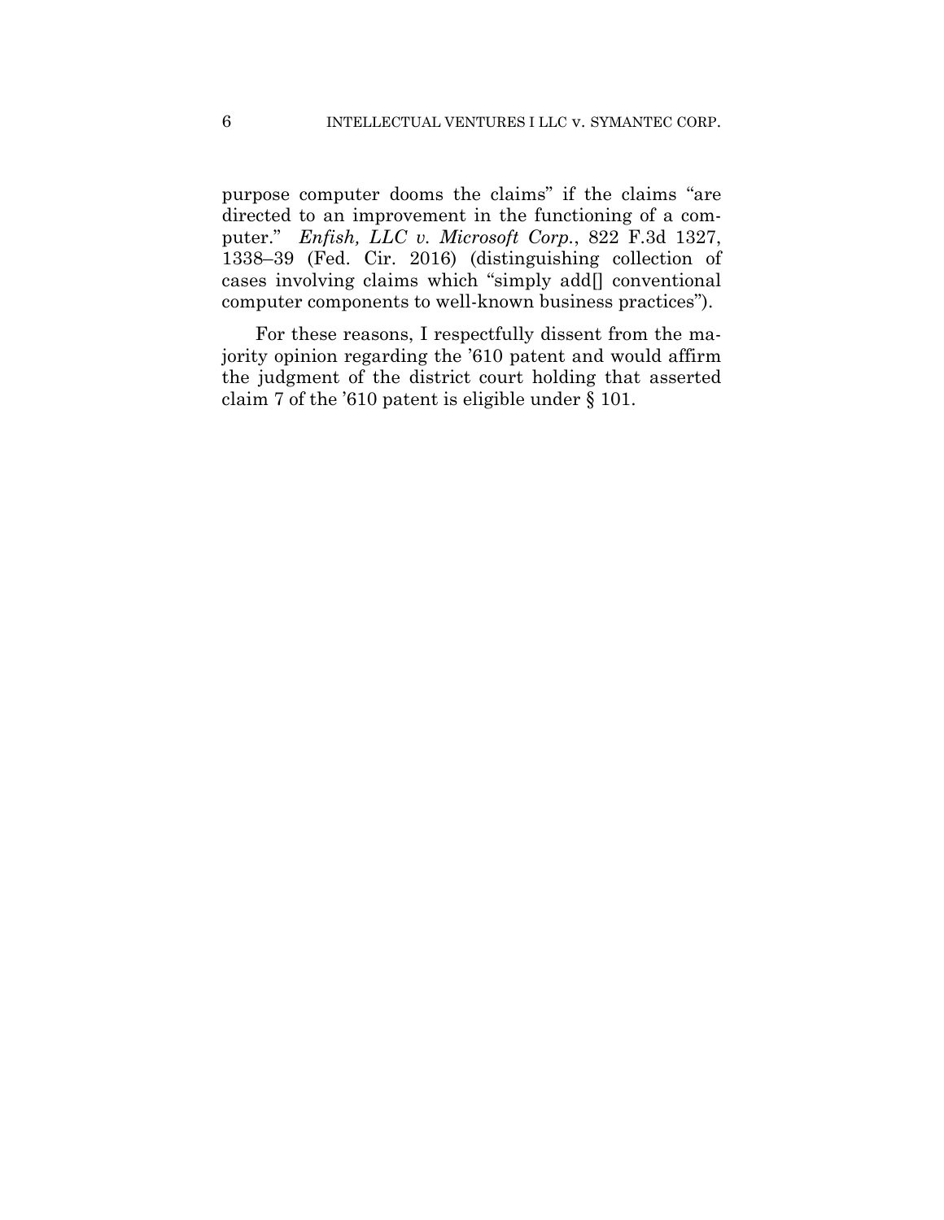purpose computer dooms the claims" if the claims "are directed to an improvement in the functioning of a computer." *Enfish, LLC v. Microsoft Corp.*, 822 F.3d 1327, 1338–39 (Fed. Cir. 2016) (distinguishing collection of cases involving claims which "simply add[] conventional computer components to well-known business practices").

For these reasons, I respectfully dissent from the majority opinion regarding the '610 patent and would affirm the judgment of the district court holding that asserted claim 7 of the '610 patent is eligible under § 101.